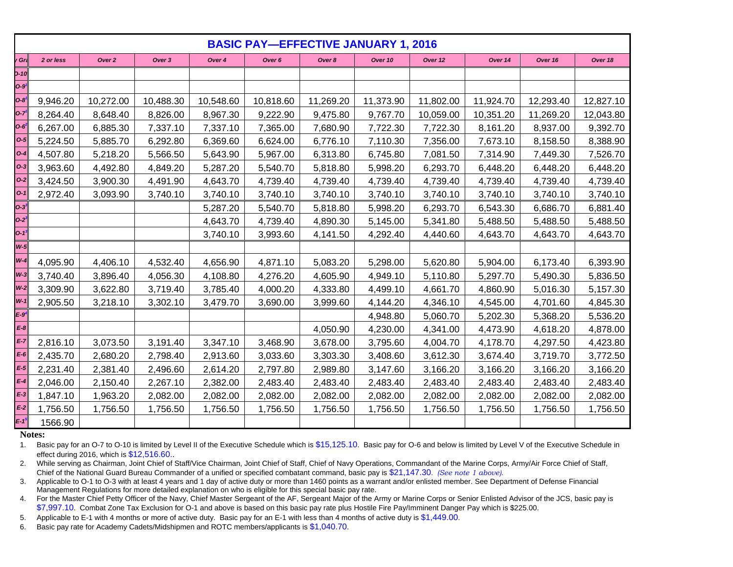## BASIC PAY—EFFECTIVE JANUARY 1, 2016

| Gra | 2 or less | Over 2 | Over 3 | Over 4 | Over 6 | Over 8 | Over 10 | Over 12 | Over 14 | Over 16 | Over 18 |
|---|---|---|---|---|---|---|---|---|---|---|---|
| O-10 | | | | | | | | | | | |
| O-9[1] | | | | | | | | | | | |
| O-8[1] | 9,946.20 | 10,272.00 | 10,488.30 | 10,548.60 | 10,818.60 | 11,269.20 | 11,373.90 | 11,802.00 | 11,924.70 | 12,293.40 | 12,827.10 |
| O-7[1] | 8,264.40 | 8,648.40 | 8,826.00 | 8,967.30 | 9,222.90 | 9,475.80 | 9,767.70 | 10,059.00 | 10,351.20 | 11,269.20 | 12,043.80 |
| O-6[2] | 6,267.00 | 6,885.30 | 7,337.10 | 7,337.10 | 7,365.00 | 7,680.90 | 7,722.30 | 7,722.30 | 8,161.20 | 8,937.00 | 9,392.70 |
| O-5 | 5,224.50 | 5,885.70 | 6,292.80 | 6,369.60 | 6,624.00 | 6,776.10 | 7,110.30 | 7,356.00 | 7,673.10 | 8,158.50 | 8,388.90 |
| O-4 | 4,507.80 | 5,218.20 | 5,566.50 | 5,643.90 | 5,967.00 | 6,313.80 | 6,745.80 | 7,081.50 | 7,314.90 | 7,449.30 | 7,526.70 |
| O-3 | 3,963.60 | 4,492.80 | 4,849.20 | 5,287.20 | 5,540.70 | 5,818.80 | 5,998.20 | 6,293.70 | 6,448.20 | 6,448.20 | 6,448.20 |
| O-2 | 3,424.50 | 3,900.30 | 4,491.90 | 4,643.70 | 4,739.40 | 4,739.40 | 4,739.40 | 4,739.40 | 4,739.40 | 4,739.40 | 4,739.40 |
| O-1 | 2,972.40 | 3,093.90 | 3,740.10 | 3,740.10 | 3,740.10 | 3,740.10 | 3,740.10 | 3,740.10 | 3,740.10 | 3,740.10 | 3,740.10 |
| O-3[3] | | | | 5,287.20 | 5,540.70 | 5,818.80 | 5,998.20 | 6,293.70 | 6,543.30 | 6,686.70 | 6,881.40 |
| O-2[3] | | | | 4,643.70 | 4,739.40 | 4,890.30 | 5,145.00 | 5,341.80 | 5,488.50 | 5,488.50 | 5,488.50 |
| O-1[3] | | | | 3,740.10 | 3,993.60 | 4,141.50 | 4,292.40 | 4,440.60 | 4,643.70 | 4,643.70 | 4,643.70 |
| W-5 | | | | | | | | | | | |
| W-4 | 4,095.90 | 4,406.10 | 4,532.40 | 4,656.90 | 4,871.10 | 5,083.20 | 5,298.00 | 5,620.80 | 5,904.00 | 6,173.40 | 6,393.90 |
| W-3 | 3,740.40 | 3,896.40 | 4,056.30 | 4,108.80 | 4,276.20 | 4,605.90 | 4,949.10 | 5,110.80 | 5,297.70 | 5,490.30 | 5,836.50 |
| W-2 | 3,309.90 | 3,622.80 | 3,719.40 | 3,785.40 | 4,000.20 | 4,333.80 | 4,499.10 | 4,661.70 | 4,860.90 | 5,016.30 | 5,157.30 |
| W-1 | 2,905.50 | 3,218.10 | 3,302.10 | 3,479.70 | 3,690.00 | 3,999.60 | 4,144.20 | 4,346.10 | 4,545.00 | 4,701.60 | 4,845.30 |
| E-9[4] | | | | | | | 4,948.80 | 5,060.70 | 5,202.30 | 5,368.20 | 5,536.20 |
| E-8 | | | | | | 4,050.90 | 4,230.00 | 4,341.00 | 4,473.90 | 4,618.20 | 4,878.00 |
| E-7 | 2,816.10 | 3,073.50 | 3,191.40 | 3,347.10 | 3,468.90 | 3,678.00 | 3,795.60 | 4,004.70 | 4,178.70 | 4,297.50 | 4,423.80 |
| E-6 | 2,435.70 | 2,680.20 | 2,798.40 | 2,913.60 | 3,033.60 | 3,303.30 | 3,408.60 | 3,612.30 | 3,674.40 | 3,719.70 | 3,772.50 |
| E-5 | 2,231.40 | 2,381.40 | 2,496.60 | 2,614.20 | 2,797.80 | 2,989.80 | 3,147.60 | 3,166.20 | 3,166.20 | 3,166.20 | 3,166.20 |
| E-4 | 2,046.00 | 2,150.40 | 2,267.10 | 2,382.00 | 2,483.40 | 2,483.40 | 2,483.40 | 2,483.40 | 2,483.40 | 2,483.40 | 2,483.40 |
| E-3 | 1,847.10 | 1,963.20 | 2,082.00 | 2,082.00 | 2,082.00 | 2,082.00 | 2,082.00 | 2,082.00 | 2,082.00 | 2,082.00 | 2,082.00 |
| E-2 | 1,756.50 | 1,756.50 | 1,756.50 | 1,756.50 | 1,756.50 | 1,756.50 | 1,756.50 | 1,756.50 | 1,756.50 | 1,756.50 | 1,756.50 |
| E-1[5] | 1566.90 | | | | | | | | | | |

**Notes:**

1. Basic pay for an O-7 to O-10 is limited by Level II of the Executive Schedule which is $15,125.10. Basic pay for O-6 and below is limited by Level V of the Executive Schedule in effect during 2016, which is $12,516.60..
2. While serving as Chairman, Joint Chief of Staff/Vice Chairman, Joint Chief of Staff, Chief of Navy Operations, Commandant of the Marine Corps, Army/Air Force Chief of Staff, Chief of the National Guard Bureau Commander of a unified or specified combatant command, basic pay is $21,147.30. *(See note 1 above).*
3. Applicable to O-1 to O-3 with at least 4 years and 1 day of active duty or more than 1460 points as a warrant and/or enlisted member. See Department of Defense Financial Management Regulations for more detailed explanation on who is eligible for this special basic pay rate.
4. For the Master Chief Petty Officer of the Navy, Chief Master Sergeant of the AF, Sergeant Major of the Army or Marine Corps or Senior Enlisted Advisor of the JCS, basic pay is $7,997.10. Combat Zone Tax Exclusion for O-1 and above is based on this basic pay rate plus Hostile Fire Pay/Imminent Danger Pay which is $225.00.
5. Applicable to E-1 with 4 months or more of active duty. Basic pay for an E-1 with less than 4 months of active duty is $1,449.00.
6. Basic pay rate for Academy Cadets/Midshipmen and ROTC members/applicants is $1,040.70.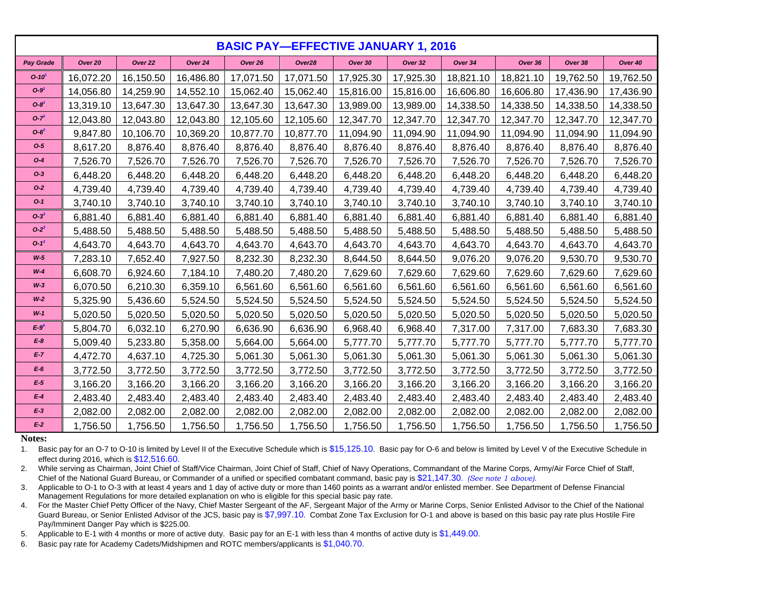| BASIC PAY—EFFECTIVE JANUARY 1, 2016 | | | | | | | | | | | |
|---|---|---|---|---|---|---|---|---|---|---|---|
| **Pay Grade** | **Over 20** | **Over 22** | **Over 24** | **Over 26** | **Over28** | **Over 30** | **Over 32** | **Over 34** | **Over 36** | **Over 38** | **Over 40** |
| O-10[1] | 16,072.20 | 16,150.50 | 16,486.80 | 17,071.50 | 17,071.50 | 17,925.30 | 17,925.30 | 18,821.10 | 18,821.10 | 19,762.50 | 19,762.50 |
| O-9[1] | 14,056.80 | 14,259.90 | 14,552.10 | 15,062.40 | 15,062.40 | 15,816.00 | 15,816.00 | 16,606.80 | 16,606.80 | 17,436.90 | 17,436.90 |
| O-8[1] | 13,319.10 | 13,647.30 | 13,647.30 | 13,647.30 | 13,647.30 | 13,989.00 | 13,989.00 | 14,338.50 | 14,338.50 | 14,338.50 | 14,338.50 |
| O-7[1] | 12,043.80 | 12,043.80 | 12,043.80 | 12,105.60 | 12,105.60 | 12,347.70 | 12,347.70 | 12,347.70 | 12,347.70 | 12,347.70 | 12,347.70 |
| O-6[2] | 9,847.80 | 10,106.70 | 10,369.20 | 10,877.70 | 10,877.70 | 11,094.90 | 11,094.90 | 11,094.90 | 11,094.90 | 11,094.90 | 11,094.90 |
| O-5 | 8,617.20 | 8,876.40 | 8,876.40 | 8,876.40 | 8,876.40 | 8,876.40 | 8,876.40 | 8,876.40 | 8,876.40 | 8,876.40 | 8,876.40 |
| O-4 | 7,526.70 | 7,526.70 | 7,526.70 | 7,526.70 | 7,526.70 | 7,526.70 | 7,526.70 | 7,526.70 | 7,526.70 | 7,526.70 | 7,526.70 |
| O-3 | 6,448.20 | 6,448.20 | 6,448.20 | 6,448.20 | 6,448.20 | 6,448.20 | 6,448.20 | 6,448.20 | 6,448.20 | 6,448.20 | 6,448.20 |
| O-2 | 4,739.40 | 4,739.40 | 4,739.40 | 4,739.40 | 4,739.40 | 4,739.40 | 4,739.40 | 4,739.40 | 4,739.40 | 4,739.40 | 4,739.40 |
| O-1 | 3,740.10 | 3,740.10 | 3,740.10 | 3,740.10 | 3,740.10 | 3,740.10 | 3,740.10 | 3,740.10 | 3,740.10 | 3,740.10 | 3,740.10 |
| O-3[3] | 6,881.40 | 6,881.40 | 6,881.40 | 6,881.40 | 6,881.40 | 6,881.40 | 6,881.40 | 6,881.40 | 6,881.40 | 6,881.40 | 6,881.40 |
| O-2[3] | 5,488.50 | 5,488.50 | 5,488.50 | 5,488.50 | 5,488.50 | 5,488.50 | 5,488.50 | 5,488.50 | 5,488.50 | 5,488.50 | 5,488.50 |
| O-1[3] | 4,643.70 | 4,643.70 | 4,643.70 | 4,643.70 | 4,643.70 | 4,643.70 | 4,643.70 | 4,643.70 | 4,643.70 | 4,643.70 | 4,643.70 |
| W-5 | 7,283.10 | 7,652.40 | 7,927.50 | 8,232.30 | 8,232.30 | 8,644.50 | 8,644.50 | 9,076.20 | 9,076.20 | 9,530.70 | 9,530.70 |
| W-4 | 6,608.70 | 6,924.60 | 7,184.10 | 7,480.20 | 7,480.20 | 7,629.60 | 7,629.60 | 7,629.60 | 7,629.60 | 7,629.60 | 7,629.60 |
| W-3 | 6,070.50 | 6,210.30 | 6,359.10 | 6,561.60 | 6,561.60 | 6,561.60 | 6,561.60 | 6,561.60 | 6,561.60 | 6,561.60 | 6,561.60 |
| W-2 | 5,325.90 | 5,436.60 | 5,524.50 | 5,524.50 | 5,524.50 | 5,524.50 | 5,524.50 | 5,524.50 | 5,524.50 | 5,524.50 | 5,524.50 |
| W-1 | 5,020.50 | 5,020.50 | 5,020.50 | 5,020.50 | 5,020.50 | 5,020.50 | 5,020.50 | 5,020.50 | 5,020.50 | 5,020.50 | 5,020.50 |
| E-9[4] | 5,804.70 | 6,032.10 | 6,270.90 | 6,636.90 | 6,636.90 | 6,968.40 | 6,968.40 | 7,317.00 | 7,317.00 | 7,683.30 | 7,683.30 |
| E-8 | 5,009.40 | 5,233.80 | 5,358.00 | 5,664.00 | 5,664.00 | 5,777.70 | 5,777.70 | 5,777.70 | 5,777.70 | 5,777.70 | 5,777.70 |
| E-7 | 4,472.70 | 4,637.10 | 4,725.30 | 5,061.30 | 5,061.30 | 5,061.30 | 5,061.30 | 5,061.30 | 5,061.30 | 5,061.30 | 5,061.30 |
| E-6 | 3,772.50 | 3,772.50 | 3,772.50 | 3,772.50 | 3,772.50 | 3,772.50 | 3,772.50 | 3,772.50 | 3,772.50 | 3,772.50 | 3,772.50 |
| E-5 | 3,166.20 | 3,166.20 | 3,166.20 | 3,166.20 | 3,166.20 | 3,166.20 | 3,166.20 | 3,166.20 | 3,166.20 | 3,166.20 | 3,166.20 |
| E-4 | 2,483.40 | 2,483.40 | 2,483.40 | 2,483.40 | 2,483.40 | 2,483.40 | 2,483.40 | 2,483.40 | 2,483.40 | 2,483.40 | 2,483.40 |
| E-3 | 2,082.00 | 2,082.00 | 2,082.00 | 2,082.00 | 2,082.00 | 2,082.00 | 2,082.00 | 2,082.00 | 2,082.00 | 2,082.00 | 2,082.00 |
| E-2 | 1,756.50 | 1,756.50 | 1,756.50 | 1,756.50 | 1,756.50 | 1,756.50 | 1,756.50 | 1,756.50 | 1,756.50 | 1,756.50 | 1,756.50 |

**Notes:**

1. Basic pay for an O-7 to O-10 is limited by Level II of the Executive Schedule which is $15,125.10. Basic pay for O-6 and below is limited by Level V of the Executive Schedule in effect during 2016, which is $12,516.60.
2. While serving as Chairman, Joint Chief of Staff/Vice Chairman, Joint Chief of Staff, Chief of Navy Operations, Commandant of the Marine Corps, Army/Air Force Chief of Staff, Chief of the National Guard Bureau, or Commander of a unified or specified combatant command, basic pay is $21,147.30. *(See note 1 above).*
3. Applicable to O-1 to O-3 with at least 4 years and 1 day of active duty or more than 1460 points as a warrant and/or enlisted member. See Department of Defense Financial Management Regulations for more detailed explanation on who is eligible for this special basic pay rate.
4. For the Master Chief Petty Officer of the Navy, Chief Master Sergeant of the AF, Sergeant Major of the Army or Marine Corps, Senior Enlisted Advisor to the Chief of the National Guard Bureau, or Senior Enlisted Advisor of the JCS, basic pay is $7,997.10. Combat Zone Tax Exclusion for O-1 and above is based on this basic pay rate plus Hostile Fire Pay/Imminent Danger Pay which is $225.00.
5. Applicable to E-1 with 4 months or more of active duty. Basic pay for an E-1 with less than 4 months of active duty is $1,449.00.
6. Basic pay rate for Academy Cadets/Midshipmen and ROTC members/applicants is $1,040.70.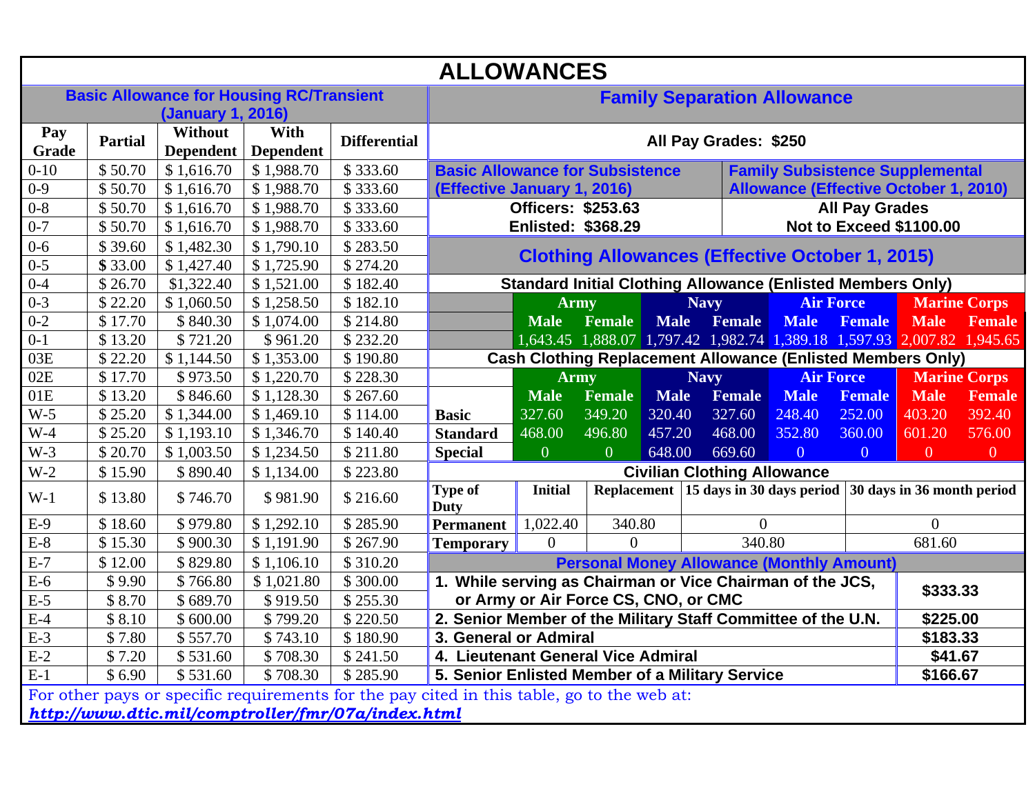# ALLOWANCES

## Basic Allowance for Housing RC/Transient (January 1, 2016)

| Pay Grade | Partial | Without Dependent | With Dependent | Differential |
|---|---|---|---|---|
| 0-10 | $ 50.70 | $ 1,616.70 | $ 1,988.70 | $ 333.60 |
| 0-9 | $ 50.70 | $ 1,616.70 | $ 1,988.70 | $ 333.60 |
| 0-8 | $ 50.70 | $ 1,616.70 | $ 1,988.70 | $ 333.60 |
| 0-7 | $ 50.70 | $ 1,616.70 | $ 1,988.70 | $ 333.60 |
| 0-6 | $ 39.60 | $ 1,482.30 | $ 1,790.10 | $ 283.50 |
| 0-5 | $ 33.00 | $ 1,427.40 | $ 1,725.90 | $ 274.20 |
| 0-4 | $ 26.70 | $1,322.40 | $ 1,521.00 | $ 182.40 |
| 0-3 | $ 22.20 | $ 1,060.50 | $ 1,258.50 | $ 182.10 |
| 0-2 | $ 17.70 | $ 840.30 | $ 1,074.00 | $ 214.80 |
| 0-1 | $ 13.20 | $ 721.20 | $ 961.20 | $ 232.20 |
| 03E | $ 22.20 | $ 1,144.50 | $ 1,353.00 | $ 190.80 |
| 02E | $ 17.70 | $ 973.50 | $ 1,220.70 | $ 228.30 |
| 01E | $ 13.20 | $ 846.60 | $ 1,128.30 | $ 267.60 |
| W-5 | $ 25.20 | $ 1,344.00 | $ 1,469.10 | $ 114.00 |
| W-4 | $ 25.20 | $ 1,193.10 | $ 1,346.70 | $ 140.40 |
| W-3 | $ 20.70 | $ 1,003.50 | $ 1,234.50 | $ 211.80 |
| W-2 | $ 15.90 | $ 890.40 | $ 1,134.00 | $ 223.80 |
| W-1 | $ 13.80 | $ 746.70 | $ 981.90 | $ 216.60 |
| E-9 | $ 18.60 | $ 979.80 | $ 1,292.10 | $ 285.90 |
| E-8 | $ 15.30 | $ 900.30 | $ 1,191.90 | $ 267.90 |
| E-7 | $ 12.00 | $ 829.80 | $ 1,106.10 | $ 310.20 |
| E-6 | $ 9.90 | $ 766.80 | $ 1,021.80 | $ 300.00 |
| E-5 | $ 8.70 | $ 689.70 | $ 919.50 | $ 255.30 |
| E-4 | $ 8.10 | $ 600.00 | $ 799.20 | $ 220.50 |
| E-3 | $ 7.80 | $ 557.70 | $ 743.10 | $ 180.90 |
| E-2 | $ 7.20 | $ 531.60 | $ 708.30 | $ 241.50 |
| E-1 | $ 6.90 | $ 531.60 | $ 708.30 | $ 285.90 |

## Family Separation Allowance

All Pay Grades: $250

## Basic Allowance for Subsistence (Effective January 1, 2016)

Officers: $253.63
Enlisted: $368.29

## Family Subsistence Supplemental Allowance (Effective October 1, 2010)

All Pay Grades
Not to Exceed $1100.00

## Clothing Allowances (Effective October 1, 2015)

### Standard Initial Clothing Allowance (Enlisted Members Only)

| Army Male | Army Female | Navy Male | Navy Female | Air Force Male | Air Force Female | Marine Corps Male | Marine Corps Female |
|---|---|---|---|---|---|---|---|
| 1,643.45 | 1,888.07 | 1,797.42 | 1,982.74 | 1,389.18 | 1,597.93 | 2,007.82 | 1,945.65 |

### Cash Clothing Replacement Allowance (Enlisted Members Only)

| | Army Male | Army Female | Navy Male | Navy Female | Air Force Male | Air Force Female | Marine Corps Male | Marine Corps Female |
|---|---|---|---|---|---|---|---|---|
| Basic | 327.60 | 349.20 | 320.40 | 327.60 | 248.40 | 252.00 | 403.20 | 392.40 |
| Standard | 468.00 | 496.80 | 457.20 | 468.00 | 352.80 | 360.00 | 601.20 | 576.00 |
| Special | 0 | 0 | 648.00 | 669.60 | 0 | 0 | 0 | 0 |

### Civilian Clothing Allowance

| Type of Duty | Initial | Replacement | 15 days in 30 days period | 30 days in 36 month period |
|---|---|---|---|---|
| Permanent | 1,022.40 | 340.80 | 0 | 0 |
| Temporary | 0 | 0 | 340.80 | 681.60 |

## Personal Money Allowance (Monthly Amount)

| | |
|---|---|
| 1. While serving as Chairman or Vice Chairman of the JCS, or Army or Air Force CS, CNO, or CMC | $333.33 |
| 2. Senior Member of the Military Staff Committee of the U.N. | $225.00 |
| 3. General or Admiral | $183.33 |
| 4. Lieutenant General Vice Admiral | $41.67 |
| 5. Senior Enlisted Member of a Military Service | $166.67 |

For other pays or specific requirements for the pay cited in this table, go to the web at:
***http://www.dtic.mil/comptroller/fmr/07a/index.html***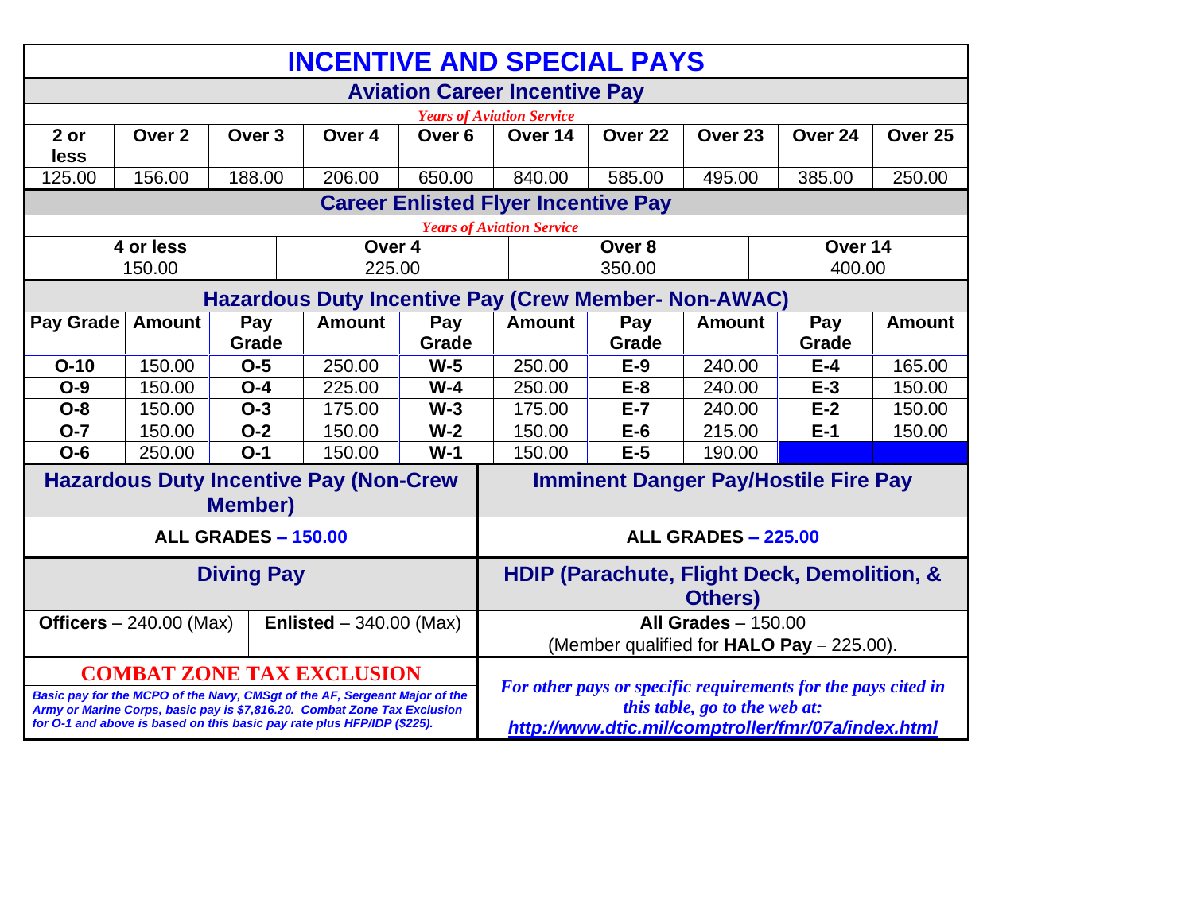# INCENTIVE AND SPECIAL PAYS

## Aviation Career Incentive Pay

*Years of Aviation Service*

| 2 or less | Over 2 | Over 3 | Over 4 | Over 6 | Over 14 | Over 22 | Over 23 | Over 24 | Over 25 |
|---|---|---|---|---|---|---|---|---|---|
| 125.00 | 156.00 | 188.00 | 206.00 | 650.00 | 840.00 | 585.00 | 495.00 | 385.00 | 250.00 |

## Career Enlisted Flyer Incentive Pay

*Years of Aviation Service*

| 4 or less | Over 4 | Over 8 | Over 14 |
|---|---|---|---|
| 150.00 | 225.00 | 350.00 | 400.00 |

## Hazardous Duty Incentive Pay (Crew Member- Non-AWAC)

| Pay Grade | Amount | Pay Grade | Amount | Pay Grade | Amount | Pay Grade | Amount | Pay Grade | Amount |
|---|---|---|---|---|---|---|---|---|---|
| **O-10** | 150.00 | **O-5** | 250.00 | **W-5** | 250.00 | **E-9** | 240.00 | **E-4** | 165.00 |
| **O-9** | 150.00 | **O-4** | 225.00 | **W-4** | 250.00 | **E-8** | 240.00 | **E-3** | 150.00 |
| **O-8** | 150.00 | **O-3** | 175.00 | **W-3** | 175.00 | **E-7** | 240.00 | **E-2** | 150.00 |
| **O-7** | 150.00 | **O-2** | 150.00 | **W-2** | 150.00 | **E-6** | 215.00 | **E-1** | 150.00 |
| **O-6** | 250.00 | **O-1** | 150.00 | **W-1** | 150.00 | **E-5** | 190.00 | | |

## Hazardous Duty Incentive Pay (Non-Crew Member)

**ALL GRADES – 150.00**

## Imminent Danger Pay/Hostile Fire Pay

**ALL GRADES – 225.00**

## Diving Pay

**Officers** – 240.00 (Max)

**Enlisted** – 340.00 (Max)

## HDIP (Parachute, Flight Deck, Demolition, & Others)

**All Grades** – 150.00

(Member qualified for **HALO Pay** – 225.00).

## COMBAT ZONE TAX EXCLUSION

***Basic pay for the MCPO of the Navy, CMSgt of the AF, Sergeant Major of the Army or Marine Corps, basic pay is $7,816.20. Combat Zone Tax Exclusion for O-1 and above is based on this basic pay rate plus HFP/IDP ($225).***

***For other pays or specific requirements for the pays cited in this table, go to the web at:***

***http://www.dtic.mil/comptroller/fmr/07a/index.html***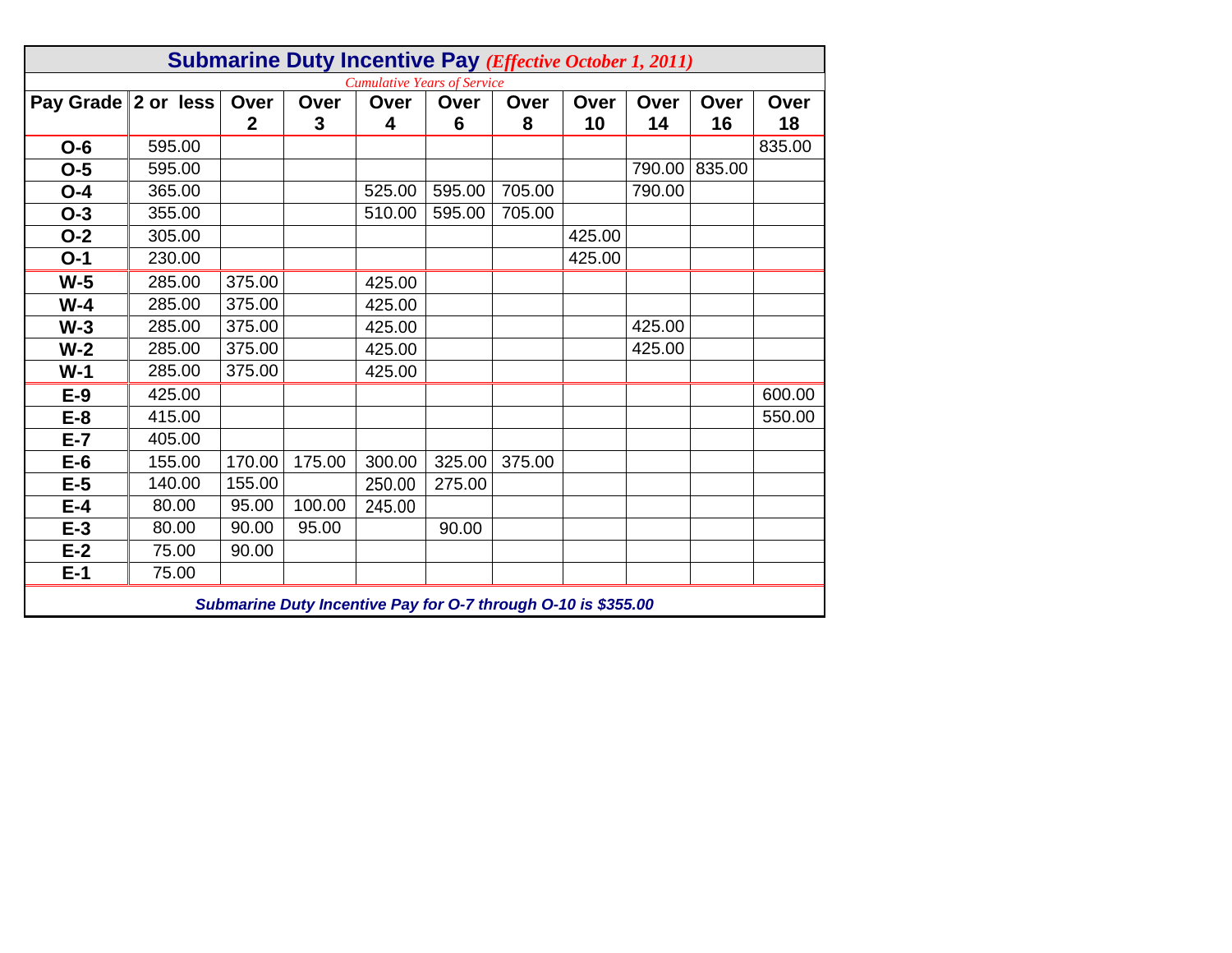## Submarine Duty Incentive Pay *(Effective October 1, 2011)*

*Cumulative Years of Service*

| Pay Grade | 2 or less | Over 2 | Over 3 | Over 4 | Over 6 | Over 8 | Over 10 | Over 14 | Over 16 | Over 18 |
|---|---|---|---|---|---|---|---|---|---|---|
| O-6 | 595.00 | | | | | | | | | 835.00 |
| O-5 | 595.00 | | | | | | | 790.00 | 835.00 | |
| O-4 | 365.00 | | | 525.00 | 595.00 | 705.00 | | 790.00 | | |
| O-3 | 355.00 | | | 510.00 | 595.00 | 705.00 | | | | |
| O-2 | 305.00 | | | | | | 425.00 | | | |
| O-1 | 230.00 | | | | | | 425.00 | | | |
| W-5 | 285.00 | 375.00 | | 425.00 | | | | | | |
| W-4 | 285.00 | 375.00 | | 425.00 | | | | | | |
| W-3 | 285.00 | 375.00 | | 425.00 | | | | 425.00 | | |
| W-2 | 285.00 | 375.00 | | 425.00 | | | | 425.00 | | |
| W-1 | 285.00 | 375.00 | | 425.00 | | | | | | |
| E-9 | 425.00 | | | | | | | | | 600.00 |
| E-8 | 415.00 | | | | | | | | | 550.00 |
| E-7 | 405.00 | | | | | | | | | |
| E-6 | 155.00 | 170.00 | 175.00 | 300.00 | 325.00 | 375.00 | | | | |
| E-5 | 140.00 | 155.00 | | 250.00 | 275.00 | | | | | |
| E-4 | 80.00 | 95.00 | 100.00 | 245.00 | | | | | | |
| E-3 | 80.00 | 90.00 | 95.00 | | 90.00 | | | | | |
| E-2 | 75.00 | 90.00 | | | | | | | | |
| E-1 | 75.00 | | | | | | | | | |

***Submarine Duty Incentive Pay for O-7 through O-10 is $355.00***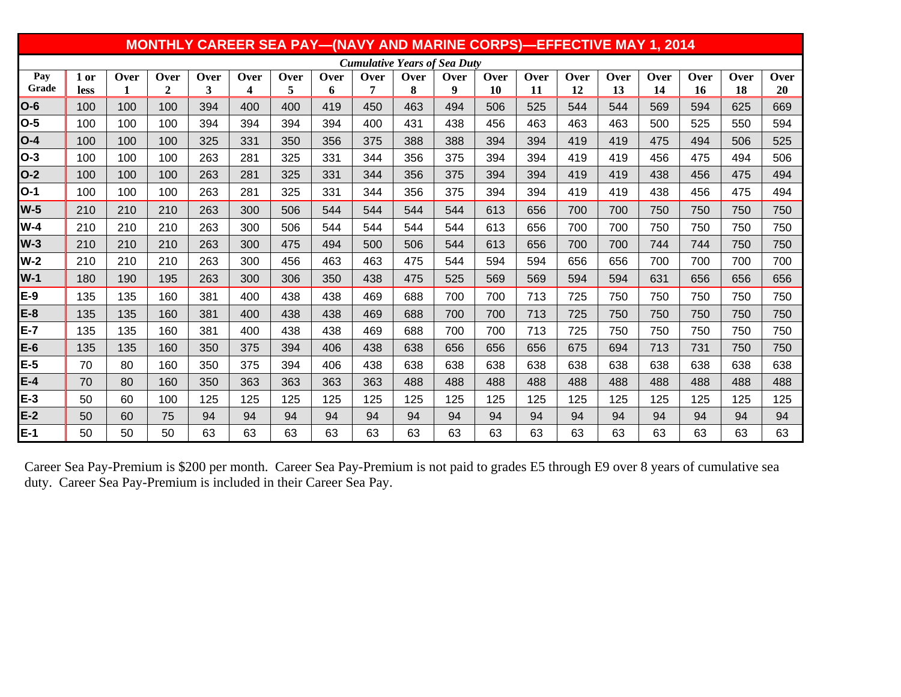## MONTHLY CAREER SEA PAY—(NAVY AND MARINE CORPS)—EFFECTIVE MAY 1, 2014

| Pay Grade | *Cumulative Years of Sea Duty* 1 or less | Over 1 | Over 2 | Over 3 | Over 4 | Over 5 | Over 6 | Over 7 | Over 8 | Over 9 | Over 10 | Over 11 | Over 12 | Over 13 | Over 14 | Over 16 | Over 18 | Over 20 |
|---|---|---|---|---|---|---|---|---|---|---|---|---|---|---|---|---|---|---|
| O-6 | 100 | 100 | 100 | 394 | 400 | 400 | 419 | 450 | 463 | 494 | 506 | 525 | 544 | 544 | 569 | 594 | 625 | 669 |
| O-5 | 100 | 100 | 100 | 394 | 394 | 394 | 394 | 400 | 431 | 438 | 456 | 463 | 463 | 463 | 500 | 525 | 550 | 594 |
| O-4 | 100 | 100 | 100 | 325 | 331 | 350 | 356 | 375 | 388 | 388 | 394 | 394 | 419 | 419 | 475 | 494 | 506 | 525 |
| O-3 | 100 | 100 | 100 | 263 | 281 | 325 | 331 | 344 | 356 | 375 | 394 | 394 | 419 | 419 | 456 | 475 | 494 | 506 |
| O-2 | 100 | 100 | 100 | 263 | 281 | 325 | 331 | 344 | 356 | 375 | 394 | 394 | 419 | 419 | 438 | 456 | 475 | 494 |
| O-1 | 100 | 100 | 100 | 263 | 281 | 325 | 331 | 344 | 356 | 375 | 394 | 394 | 419 | 419 | 438 | 456 | 475 | 494 |
| W-5 | 210 | 210 | 210 | 263 | 300 | 506 | 544 | 544 | 544 | 544 | 613 | 656 | 700 | 700 | 750 | 750 | 750 | 750 |
| W-4 | 210 | 210 | 210 | 263 | 300 | 506 | 544 | 544 | 544 | 544 | 613 | 656 | 700 | 700 | 750 | 750 | 750 | 750 |
| W-3 | 210 | 210 | 210 | 263 | 300 | 475 | 494 | 500 | 506 | 544 | 613 | 656 | 700 | 700 | 744 | 744 | 750 | 750 |
| W-2 | 210 | 210 | 210 | 263 | 300 | 456 | 463 | 463 | 475 | 544 | 594 | 594 | 656 | 656 | 700 | 700 | 700 | 700 |
| W-1 | 180 | 190 | 195 | 263 | 300 | 306 | 350 | 438 | 475 | 525 | 569 | 569 | 594 | 594 | 631 | 656 | 656 | 656 |
| E-9 | 135 | 135 | 160 | 381 | 400 | 438 | 438 | 469 | 688 | 700 | 700 | 713 | 725 | 750 | 750 | 750 | 750 | 750 |
| E-8 | 135 | 135 | 160 | 381 | 400 | 438 | 438 | 469 | 688 | 700 | 700 | 713 | 725 | 750 | 750 | 750 | 750 | 750 |
| E-7 | 135 | 135 | 160 | 381 | 400 | 438 | 438 | 469 | 688 | 700 | 700 | 713 | 725 | 750 | 750 | 750 | 750 | 750 |
| E-6 | 135 | 135 | 160 | 350 | 375 | 394 | 406 | 438 | 638 | 656 | 656 | 656 | 675 | 694 | 713 | 731 | 750 | 750 |
| E-5 | 70 | 80 | 160 | 350 | 375 | 394 | 406 | 438 | 638 | 638 | 638 | 638 | 638 | 638 | 638 | 638 | 638 | 638 |
| E-4 | 70 | 80 | 160 | 350 | 363 | 363 | 363 | 363 | 488 | 488 | 488 | 488 | 488 | 488 | 488 | 488 | 488 | 488 |
| E-3 | 50 | 60 | 100 | 125 | 125 | 125 | 125 | 125 | 125 | 125 | 125 | 125 | 125 | 125 | 125 | 125 | 125 | 125 |
| E-2 | 50 | 60 | 75 | 94 | 94 | 94 | 94 | 94 | 94 | 94 | 94 | 94 | 94 | 94 | 94 | 94 | 94 | 94 |
| E-1 | 50 | 50 | 50 | 63 | 63 | 63 | 63 | 63 | 63 | 63 | 63 | 63 | 63 | 63 | 63 | 63 | 63 | 63 |

Career Sea Pay-Premium is $200 per month. Career Sea Pay-Premium is not paid to grades E5 through E9 over 8 years of cumulative sea duty. Career Sea Pay-Premium is included in their Career Sea Pay.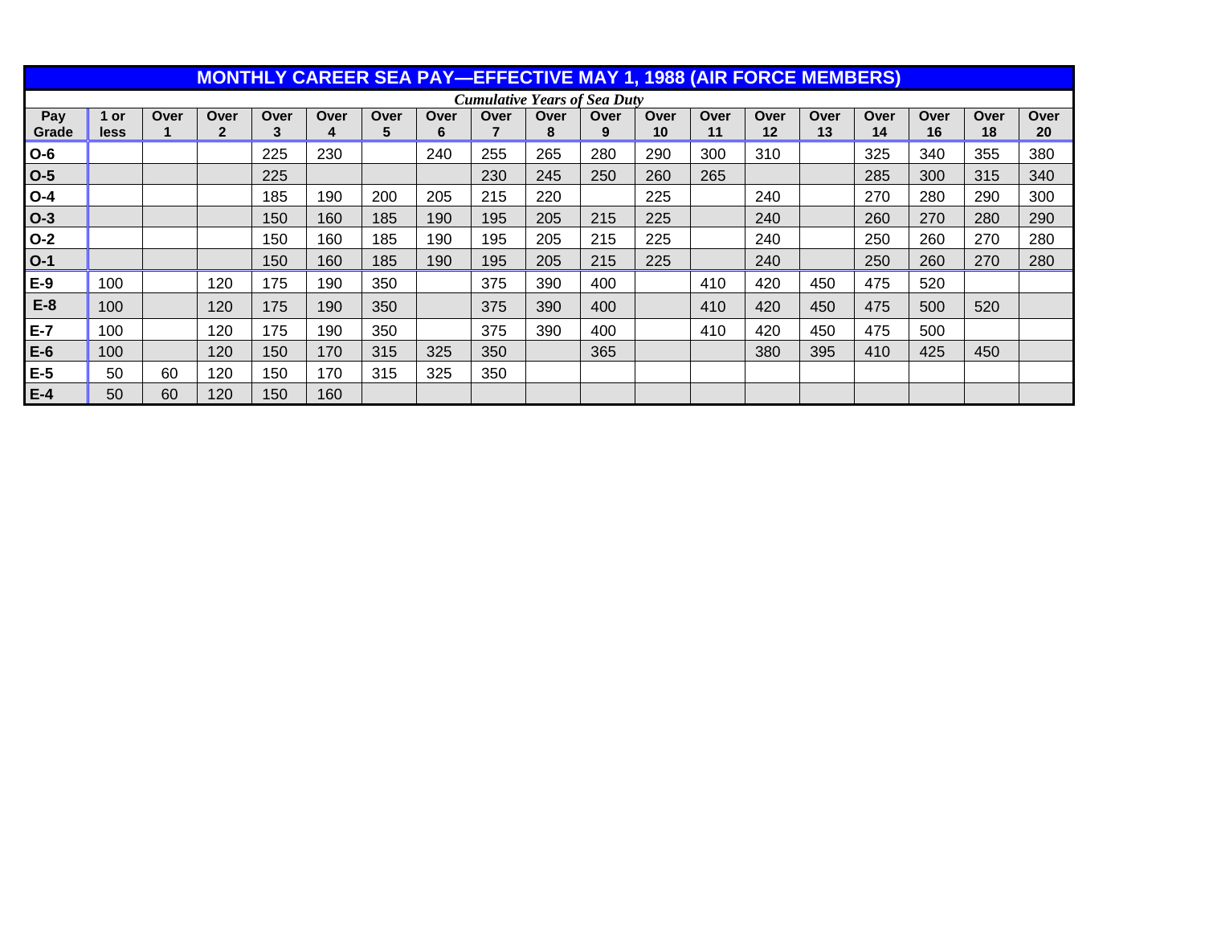# MONTHLY CAREER SEA PAY—EFFECTIVE MAY 1, 1988 (AIR FORCE MEMBERS)

| | *Cumulative Years of Sea Duty* | | | | | | | | | | | | | | | | |
|---|---|---|---|---|---|---|---|---|---|---|---|---|---|---|---|---|---|
| **Pay Grade** | **1 or less** | **Over 1** | **Over 2** | **Over 3** | **Over 4** | **Over 5** | **Over 6** | **Over 7** | **Over 8** | **Over 9** | **Over 10** | **Over 11** | **Over 12** | **Over 13** | **Over 14** | **Over 16** | **Over 18** | **Over 20** |
| **O-6** | | | | 225 | 230 | | 240 | 255 | 265 | 280 | 290 | 300 | 310 | | 325 | 340 | 355 | 380 |
| **O-5** | | | | 225 | | | | 230 | 245 | 250 | 260 | 265 | | | 285 | 300 | 315 | 340 |
| **O-4** | | | | 185 | 190 | 200 | 205 | 215 | 220 | | 225 | | 240 | | 270 | 280 | 290 | 300 |
| **O-3** | | | | 150 | 160 | 185 | 190 | 195 | 205 | 215 | 225 | | 240 | | 260 | 270 | 280 | 290 |
| **O-2** | | | | 150 | 160 | 185 | 190 | 195 | 205 | 215 | 225 | | 240 | | 250 | 260 | 270 | 280 |
| **O-1** | | | | 150 | 160 | 185 | 190 | 195 | 205 | 215 | 225 | | 240 | | 250 | 260 | 270 | 280 |
| **E-9** | 100 | | 120 | 175 | 190 | 350 | | 375 | 390 | 400 | | 410 | 420 | 450 | 475 | 520 | | |
| **E-8** | 100 | | 120 | 175 | 190 | 350 | | 375 | 390 | 400 | | 410 | 420 | 450 | 475 | 500 | 520 | |
| **E-7** | 100 | | 120 | 175 | 190 | 350 | | 375 | 390 | 400 | | 410 | 420 | 450 | 475 | 500 | | |
| **E-6** | 100 | | 120 | 150 | 170 | 315 | 325 | 350 | | 365 | | | 380 | 395 | 410 | 425 | 450 | |
| **E-5** | 50 | 60 | 120 | 150 | 170 | 315 | 325 | 350 | | | | | | | | | | |
| **E-4** | 50 | 60 | 120 | 150 | 160 | | | | | | | | | | | | | |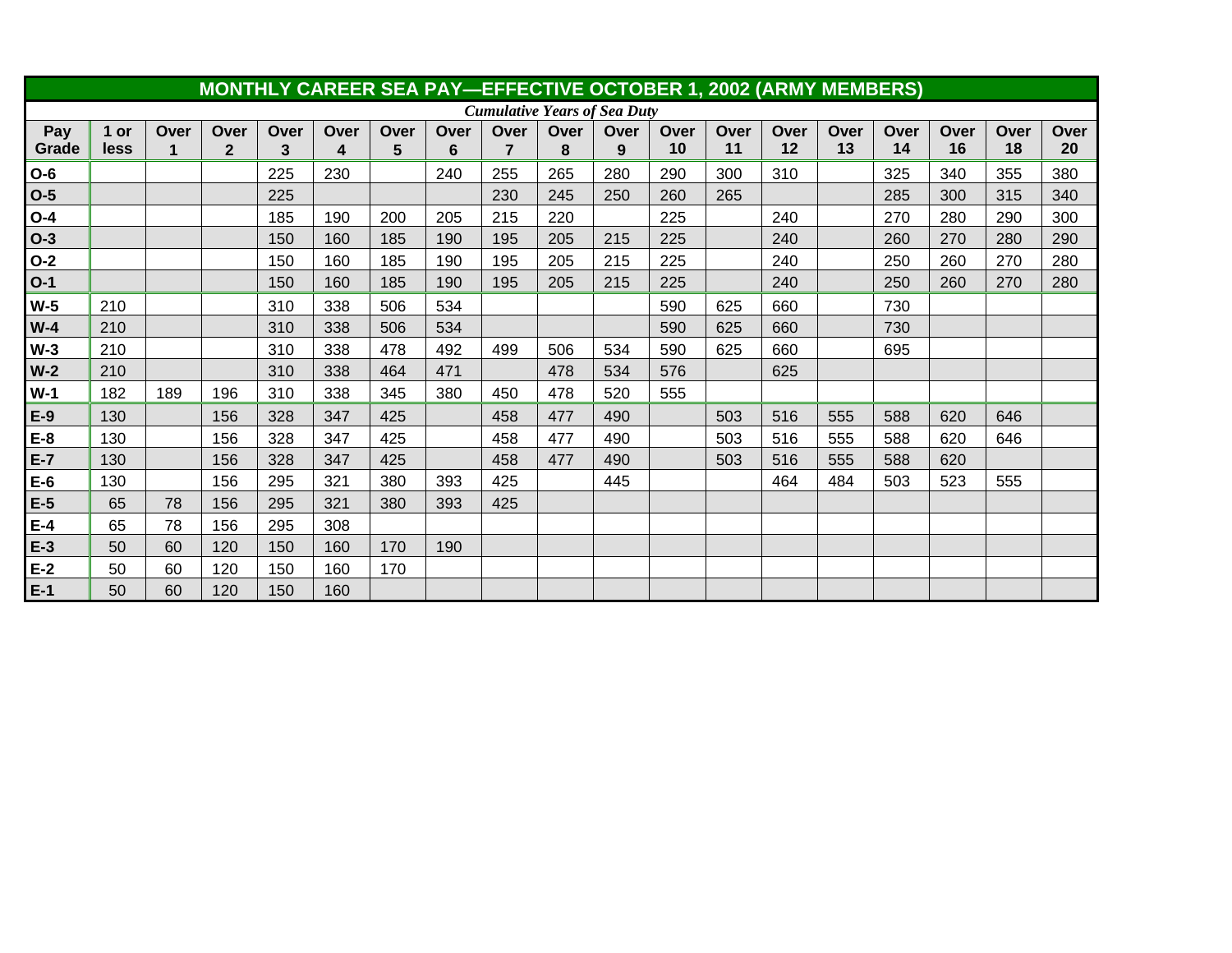## MONTHLY CAREER SEA PAY—EFFECTIVE OCTOBER 1, 2002 (ARMY MEMBERS)

| | Cumulative Years of Sea Duty | | | | | | | | | | | | | | | | |
|---|---|---|---|---|---|---|---|---|---|---|---|---|---|---|---|---|---|
| Pay Grade | 1 or less | Over 1 | Over 2 | Over 3 | Over 4 | Over 5 | Over 6 | Over 7 | Over 8 | Over 9 | Over 10 | Over 11 | Over 12 | Over 13 | Over 14 | Over 16 | Over 18 | Over 20 |
| O-6 | | | | 225 | 230 | | 240 | 255 | 265 | 280 | 290 | 300 | 310 | | 325 | 340 | 355 | 380 |
| O-5 | | | | 225 | | | | 230 | 245 | 250 | 260 | 265 | | | 285 | 300 | 315 | 340 |
| O-4 | | | | 185 | 190 | 200 | 205 | 215 | 220 | | 225 | | 240 | | 270 | 280 | 290 | 300 |
| O-3 | | | | 150 | 160 | 185 | 190 | 195 | 205 | 215 | 225 | | 240 | | 260 | 270 | 280 | 290 |
| O-2 | | | | 150 | 160 | 185 | 190 | 195 | 205 | 215 | 225 | | 240 | | 250 | 260 | 270 | 280 |
| O-1 | | | | 150 | 160 | 185 | 190 | 195 | 205 | 215 | 225 | | 240 | | 250 | 260 | 270 | 280 |
| W-5 | 210 | | | 310 | 338 | 506 | 534 | | | | 590 | 625 | 660 | | 730 | | | |
| W-4 | 210 | | | 310 | 338 | 506 | 534 | | | | 590 | 625 | 660 | | 730 | | | |
| W-3 | 210 | | | 310 | 338 | 478 | 492 | 499 | 506 | 534 | 590 | 625 | 660 | | 695 | | | |
| W-2 | 210 | | | 310 | 338 | 464 | 471 | | 478 | 534 | 576 | | 625 | | | | | |
| W-1 | 182 | 189 | 196 | 310 | 338 | 345 | 380 | 450 | 478 | 520 | 555 | | | | | | | |
| E-9 | 130 | | 156 | 328 | 347 | 425 | | 458 | 477 | 490 | | 503 | 516 | 555 | 588 | 620 | 646 | |
| E-8 | 130 | | 156 | 328 | 347 | 425 | | 458 | 477 | 490 | | 503 | 516 | 555 | 588 | 620 | 646 | |
| E-7 | 130 | | 156 | 328 | 347 | 425 | | 458 | 477 | 490 | | 503 | 516 | 555 | 588 | 620 | | |
| E-6 | 130 | | 156 | 295 | 321 | 380 | 393 | 425 | | 445 | | | 464 | 484 | 503 | 523 | 555 | |
| E-5 | 65 | 78 | 156 | 295 | 321 | 380 | 393 | 425 | | | | | | | | | | |
| E-4 | 65 | 78 | 156 | 295 | 308 | | | | | | | | | | | | | |
| E-3 | 50 | 60 | 120 | 150 | 160 | 170 | 190 | | | | | | | | | | | |
| E-2 | 50 | 60 | 120 | 150 | 160 | 170 | | | | | | | | | | | | |
| E-1 | 50 | 60 | 120 | 150 | 160 | | | | | | | | | | | | | |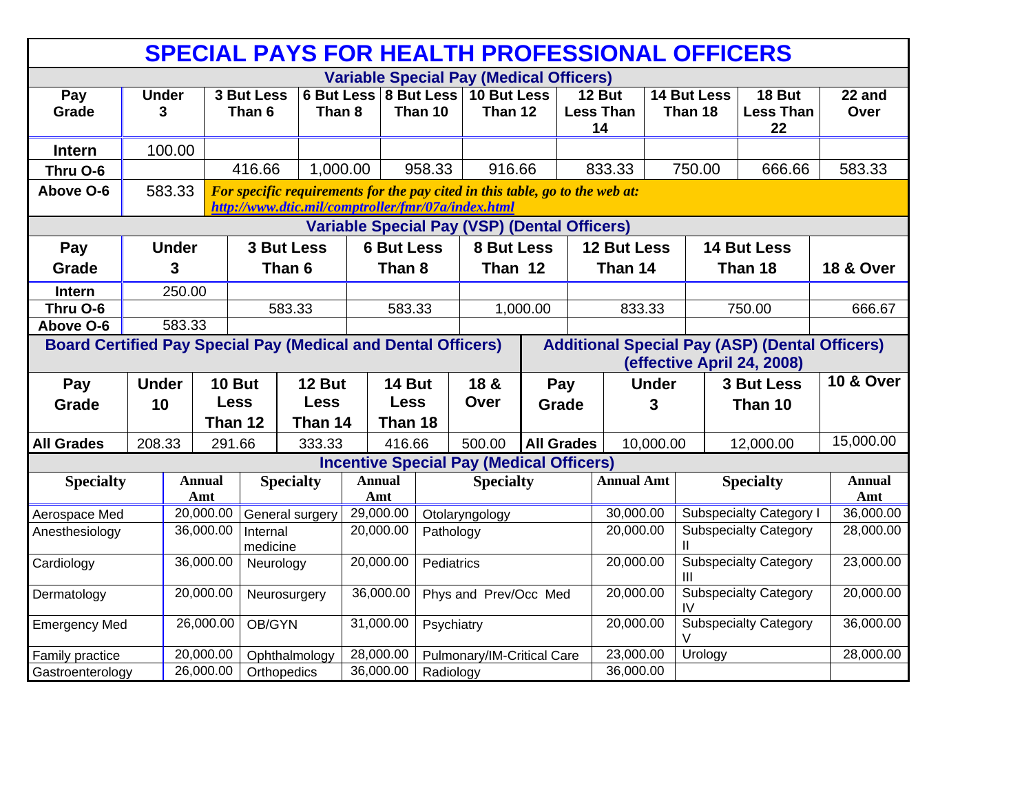# SPECIAL PAYS FOR HEALTH PROFESSIONAL OFFICERS

## Variable Special Pay (Medical Officers)

| Pay Grade | Under 3 | 3 But Less Than 6 | 6 But Less Than 8 | 8 But Less Than 10 | 10 But Less Than 12 | 12 But Less Than 14 | 14 But Less Than 18 | 18 But Less Than 22 | 22 and Over |
|---|---|---|---|---|---|---|---|---|---|
| Intern | 100.00 | | | | | | | | |
| Thru O-6 | | 416.66 | 1,000.00 | 958.33 | 916.66 | 833.33 | 750.00 | 666.66 | 583.33 |
| Above O-6 | 583.33 | | | | | | | | |

*For specific requirements for the pay cited in this table, go to the web at: http://www.dtic.mil/comptroller/fmr/07a/index.html*

## Variable Special Pay (VSP) (Dental Officers)

| Pay Grade | Under 3 | 3 But Less Than 6 | 6 But Less Than 8 | 8 But Less Than 12 | 12 But Less Than 14 | 14 But Less Than 18 | 18 & Over |
|---|---|---|---|---|---|---|---|
| Intern | 250.00 | | | | | | |
| Thru O-6 | | 583.33 | 583.33 | 1,000.00 | 833.33 | 750.00 | 666.67 |
| Above O-6 | 583.33 | | | | | | |

## Board Certified Pay Special Pay (Medical and Dental Officers)

| Pay Grade | Under 10 | 10 But Less Than 12 | 12 But Less Than 14 | 14 But Less Than 18 | 18 & Over |
|---|---|---|---|---|---|
| All Grades | 208.33 | 291.66 | 333.33 | 416.66 | 500.00 |

## Additional Special Pay (ASP) (Dental Officers) (effective April 24, 2008)

| Pay Grade | Under 3 | 3 But Less Than 10 | 10 & Over |
|---|---|---|---|
| All Grades | 10,000.00 | 12,000.00 | 15,000.00 |

## Incentive Special Pay (Medical Officers)

| Specialty | Annual Amt | Specialty | Annual Amt | Specialty | Annual Amt | Specialty | Annual Amt |
|---|---|---|---|---|---|---|---|
| Aerospace Med | 20,000.00 | General surgery | 29,000.00 | Otolaryngology | 30,000.00 | Subspecialty Category I | 36,000.00 |
| Anesthesiology | 36,000.00 | Internal medicine | 20,000.00 | Pathology | 20,000.00 | Subspecialty Category II | 28,000.00 |
| Cardiology | 36,000.00 | Neurology | 20,000.00 | Pediatrics | 20,000.00 | Subspecialty Category III | 23,000.00 |
| Dermatology | 20,000.00 | Neurosurgery | 36,000.00 | Phys and Prev/Occ Med | 20,000.00 | Subspecialty Category IV | 20,000.00 |
| Emergency Med | 26,000.00 | OB/GYN | 31,000.00 | Psychiatry | 20,000.00 | Subspecialty Category V | 36,000.00 |
| Family practice | 20,000.00 | Ophthalmology | 28,000.00 | Pulmonary/IM-Critical Care | 23,000.00 | Urology | 28,000.00 |
| Gastroenterology | 26,000.00 | Orthopedics | 36,000.00 | Radiology | 36,000.00 | | |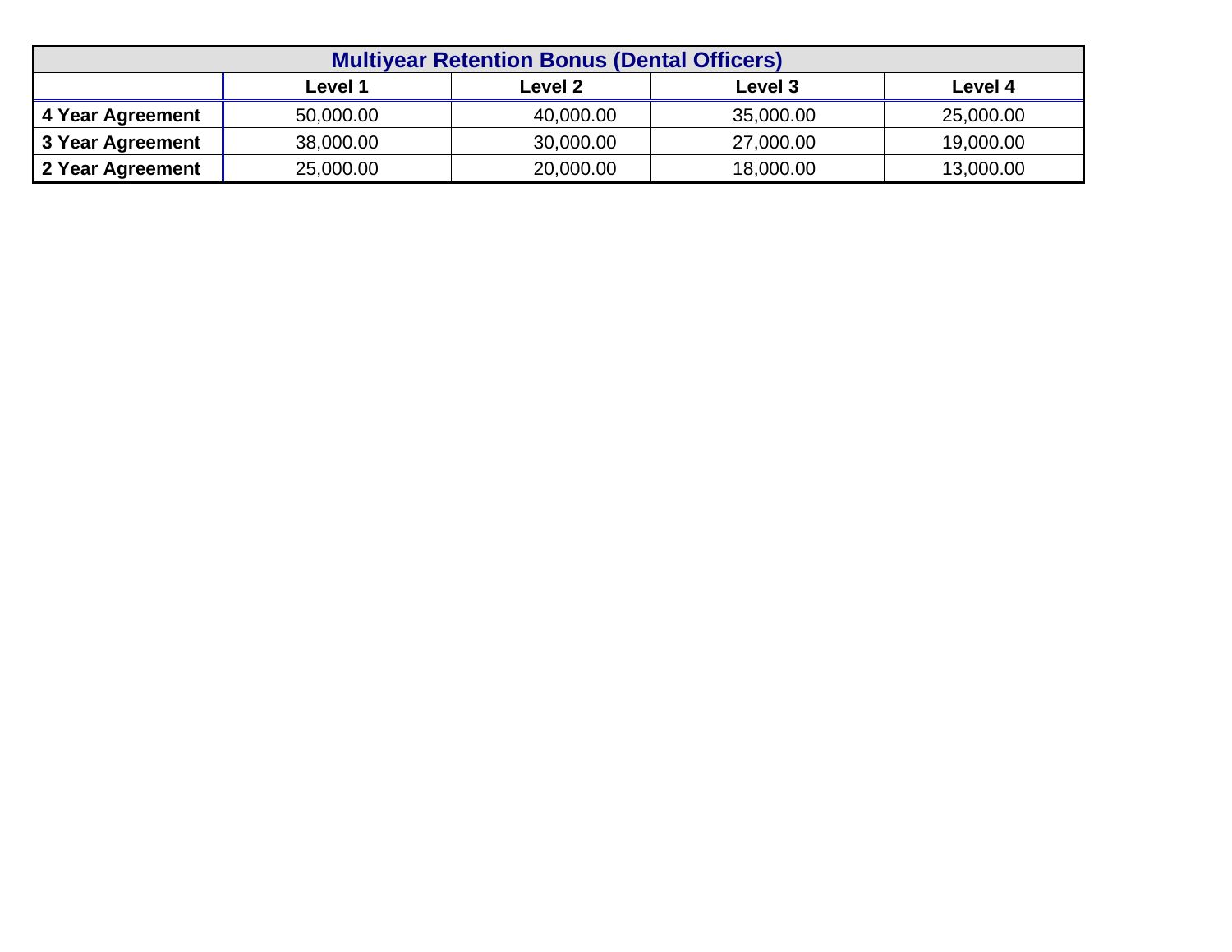| Multiyear Retention Bonus (Dental Officers) | | | | |
|---|---|---|---|---|
| | Level 1 | Level 2 | Level 3 | Level 4 |
| 4 Year Agreement | 50,000.00 | 40,000.00 | 35,000.00 | 25,000.00 |
| 3 Year Agreement | 38,000.00 | 30,000.00 | 27,000.00 | 19,000.00 |
| 2 Year Agreement | 25,000.00 | 20,000.00 | 18,000.00 | 13,000.00 |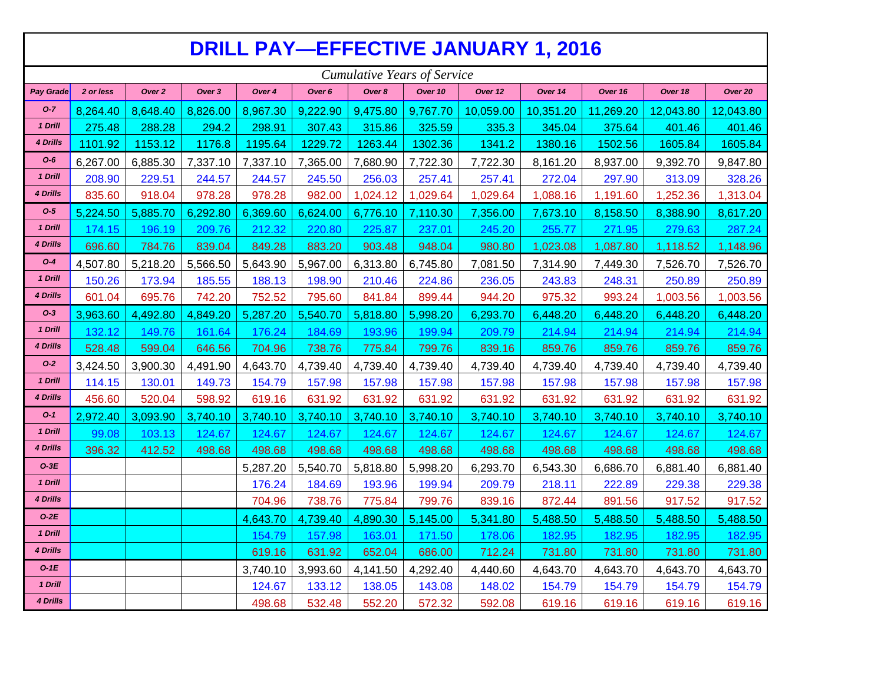# DRILL PAY—EFFECTIVE JANUARY 1, 2016

| | Cumulative Years of Service | | | | | | | | | | | |
|---|---|---|---|---|---|---|---|---|---|---|---|---|
| Pay Grade | 2 or less | Over 2 | Over 3 | Over 4 | Over 6 | Over 8 | Over 10 | Over 12 | Over 14 | Over 16 | Over 18 | Over 20 |
| O-7 | 8,264.40 | 8,648.40 | 8,826.00 | 8,967.30 | 9,222.90 | 9,475.80 | 9,767.70 | 10,059.00 | 10,351.20 | 11,269.20 | 12,043.80 | 12,043.80 |
| 1 Drill | 275.48 | 288.28 | 294.2 | 298.91 | 307.43 | 315.86 | 325.59 | 335.3 | 345.04 | 375.64 | 401.46 | 401.46 |
| 4 Drills | 1101.92 | 1153.12 | 1176.8 | 1195.64 | 1229.72 | 1263.44 | 1302.36 | 1341.2 | 1380.16 | 1502.56 | 1605.84 | 1605.84 |
| O-6 | 6,267.00 | 6,885.30 | 7,337.10 | 7,337.10 | 7,365.00 | 7,680.90 | 7,722.30 | 7,722.30 | 8,161.20 | 8,937.00 | 9,392.70 | 9,847.80 |
| 1 Drill | 208.90 | 229.51 | 244.57 | 244.57 | 245.50 | 256.03 | 257.41 | 257.41 | 272.04 | 297.90 | 313.09 | 328.26 |
| 4 Drills | 835.60 | 918.04 | 978.28 | 978.28 | 982.00 | 1,024.12 | 1,029.64 | 1,029.64 | 1,088.16 | 1,191.60 | 1,252.36 | 1,313.04 |
| O-5 | 5,224.50 | 5,885.70 | 6,292.80 | 6,369.60 | 6,624.00 | 6,776.10 | 7,110.30 | 7,356.00 | 7,673.10 | 8,158.50 | 8,388.90 | 8,617.20 |
| 1 Drill | 174.15 | 196.19 | 209.76 | 212.32 | 220.80 | 225.87 | 237.01 | 245.20 | 255.77 | 271.95 | 279.63 | 287.24 |
| 4 Drills | 696.60 | 784.76 | 839.04 | 849.28 | 883.20 | 903.48 | 948.04 | 980.80 | 1,023.08 | 1,087.80 | 1,118.52 | 1,148.96 |
| O-4 | 4,507.80 | 5,218.20 | 5,566.50 | 5,643.90 | 5,967.00 | 6,313.80 | 6,745.80 | 7,081.50 | 7,314.90 | 7,449.30 | 7,526.70 | 7,526.70 |
| 1 Drill | 150.26 | 173.94 | 185.55 | 188.13 | 198.90 | 210.46 | 224.86 | 236.05 | 243.83 | 248.31 | 250.89 | 250.89 |
| 4 Drills | 601.04 | 695.76 | 742.20 | 752.52 | 795.60 | 841.84 | 899.44 | 944.20 | 975.32 | 993.24 | 1,003.56 | 1,003.56 |
| O-3 | 3,963.60 | 4,492.80 | 4,849.20 | 5,287.20 | 5,540.70 | 5,818.80 | 5,998.20 | 6,293.70 | 6,448.20 | 6,448.20 | 6,448.20 | 6,448.20 |
| 1 Drill | 132.12 | 149.76 | 161.64 | 176.24 | 184.69 | 193.96 | 199.94 | 209.79 | 214.94 | 214.94 | 214.94 | 214.94 |
| 4 Drills | 528.48 | 599.04 | 646.56 | 704.96 | 738.76 | 775.84 | 799.76 | 839.16 | 859.76 | 859.76 | 859.76 | 859.76 |
| O-2 | 3,424.50 | 3,900.30 | 4,491.90 | 4,643.70 | 4,739.40 | 4,739.40 | 4,739.40 | 4,739.40 | 4,739.40 | 4,739.40 | 4,739.40 | 4,739.40 |
| 1 Drill | 114.15 | 130.01 | 149.73 | 154.79 | 157.98 | 157.98 | 157.98 | 157.98 | 157.98 | 157.98 | 157.98 | 157.98 |
| 4 Drills | 456.60 | 520.04 | 598.92 | 619.16 | 631.92 | 631.92 | 631.92 | 631.92 | 631.92 | 631.92 | 631.92 | 631.92 |
| O-1 | 2,972.40 | 3,093.90 | 3,740.10 | 3,740.10 | 3,740.10 | 3,740.10 | 3,740.10 | 3,740.10 | 3,740.10 | 3,740.10 | 3,740.10 | 3,740.10 |
| 1 Drill | 99.08 | 103.13 | 124.67 | 124.67 | 124.67 | 124.67 | 124.67 | 124.67 | 124.67 | 124.67 | 124.67 | 124.67 |
| 4 Drills | 396.32 | 412.52 | 498.68 | 498.68 | 498.68 | 498.68 | 498.68 | 498.68 | 498.68 | 498.68 | 498.68 | 498.68 |
| O-3E | | | | 5,287.20 | 5,540.70 | 5,818.80 | 5,998.20 | 6,293.70 | 6,543.30 | 6,686.70 | 6,881.40 | 6,881.40 |
| 1 Drill | | | | 176.24 | 184.69 | 193.96 | 199.94 | 209.79 | 218.11 | 222.89 | 229.38 | 229.38 |
| 4 Drills | | | | 704.96 | 738.76 | 775.84 | 799.76 | 839.16 | 872.44 | 891.56 | 917.52 | 917.52 |
| O-2E | | | | 4,643.70 | 4,739.40 | 4,890.30 | 5,145.00 | 5,341.80 | 5,488.50 | 5,488.50 | 5,488.50 | 5,488.50 |
| 1 Drill | | | | 154.79 | 157.98 | 163.01 | 171.50 | 178.06 | 182.95 | 182.95 | 182.95 | 182.95 |
| 4 Drills | | | | 619.16 | 631.92 | 652.04 | 686.00 | 712.24 | 731.80 | 731.80 | 731.80 | 731.80 |
| O-1E | | | | 3,740.10 | 3,993.60 | 4,141.50 | 4,292.40 | 4,440.60 | 4,643.70 | 4,643.70 | 4,643.70 | 4,643.70 |
| 1 Drill | | | | 124.67 | 133.12 | 138.05 | 143.08 | 148.02 | 154.79 | 154.79 | 154.79 | 154.79 |
| 4 Drills | | | | 498.68 | 532.48 | 552.20 | 572.32 | 592.08 | 619.16 | 619.16 | 619.16 | 619.16 |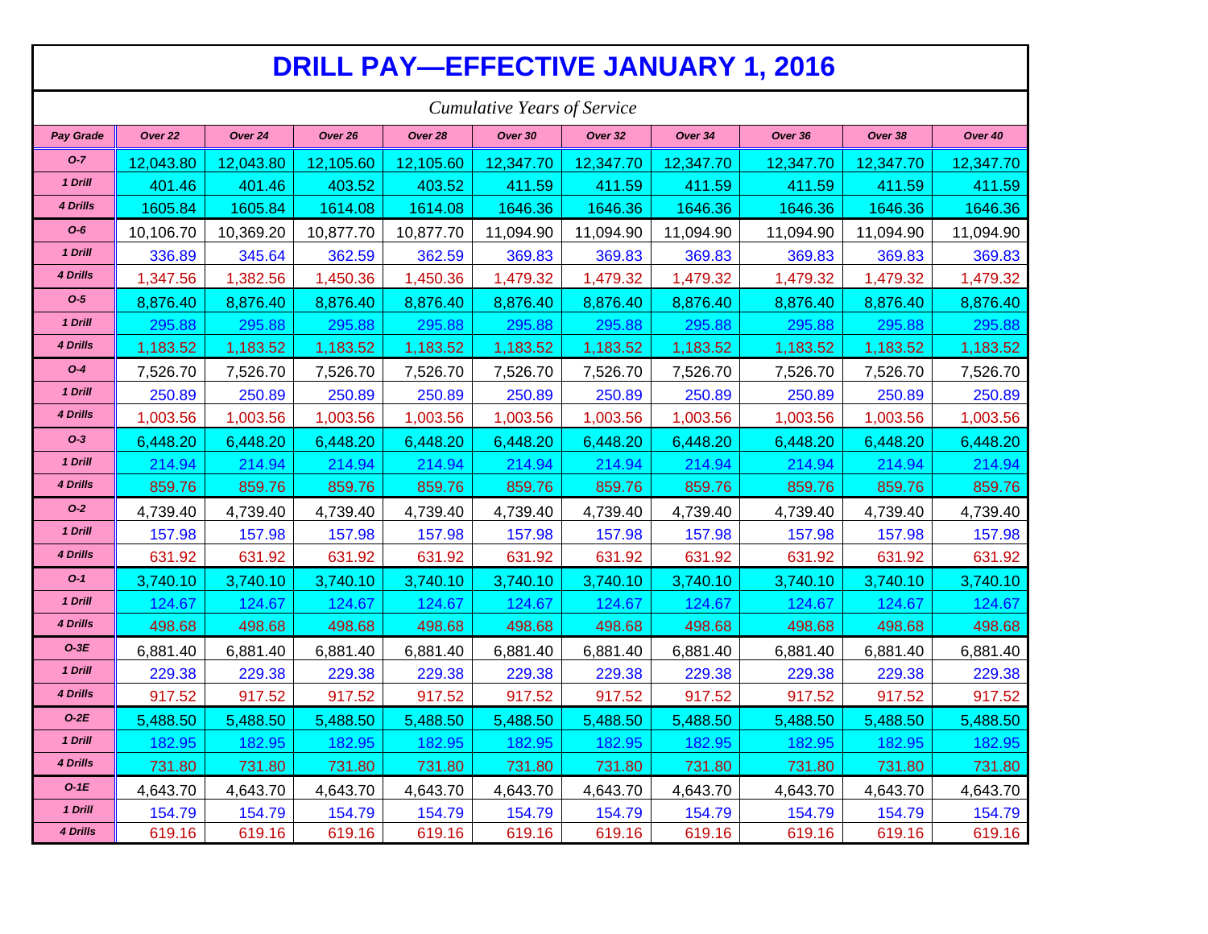# DRILL PAY—EFFECTIVE JANUARY 1, 2016

*Cumulative Years of Service*

| Pay Grade | Over 22 | Over 24 | Over 26 | Over 28 | Over 30 | Over 32 | Over 34 | Over 36 | Over 38 | Over 40 |
|---|---|---|---|---|---|---|---|---|---|---|
| O-7 | 12,043.80 | 12,043.80 | 12,105.60 | 12,105.60 | 12,347.70 | 12,347.70 | 12,347.70 | 12,347.70 | 12,347.70 | 12,347.70 |
| 1 Drill | 401.46 | 401.46 | 403.52 | 403.52 | 411.59 | 411.59 | 411.59 | 411.59 | 411.59 | 411.59 |
| 4 Drills | 1605.84 | 1605.84 | 1614.08 | 1614.08 | 1646.36 | 1646.36 | 1646.36 | 1646.36 | 1646.36 | 1646.36 |
| O-6 | 10,106.70 | 10,369.20 | 10,877.70 | 10,877.70 | 11,094.90 | 11,094.90 | 11,094.90 | 11,094.90 | 11,094.90 | 11,094.90 |
| 1 Drill | 336.89 | 345.64 | 362.59 | 362.59 | 369.83 | 369.83 | 369.83 | 369.83 | 369.83 | 369.83 |
| 4 Drills | 1,347.56 | 1,382.56 | 1,450.36 | 1,450.36 | 1,479.32 | 1,479.32 | 1,479.32 | 1,479.32 | 1,479.32 | 1,479.32 |
| O-5 | 8,876.40 | 8,876.40 | 8,876.40 | 8,876.40 | 8,876.40 | 8,876.40 | 8,876.40 | 8,876.40 | 8,876.40 | 8,876.40 |
| 1 Drill | 295.88 | 295.88 | 295.88 | 295.88 | 295.88 | 295.88 | 295.88 | 295.88 | 295.88 | 295.88 |
| 4 Drills | 1,183.52 | 1,183.52 | 1,183.52 | 1,183.52 | 1,183.52 | 1,183.52 | 1,183.52 | 1,183.52 | 1,183.52 | 1,183.52 |
| O-4 | 7,526.70 | 7,526.70 | 7,526.70 | 7,526.70 | 7,526.70 | 7,526.70 | 7,526.70 | 7,526.70 | 7,526.70 | 7,526.70 |
| 1 Drill | 250.89 | 250.89 | 250.89 | 250.89 | 250.89 | 250.89 | 250.89 | 250.89 | 250.89 | 250.89 |
| 4 Drills | 1,003.56 | 1,003.56 | 1,003.56 | 1,003.56 | 1,003.56 | 1,003.56 | 1,003.56 | 1,003.56 | 1,003.56 | 1,003.56 |
| O-3 | 6,448.20 | 6,448.20 | 6,448.20 | 6,448.20 | 6,448.20 | 6,448.20 | 6,448.20 | 6,448.20 | 6,448.20 | 6,448.20 |
| 1 Drill | 214.94 | 214.94 | 214.94 | 214.94 | 214.94 | 214.94 | 214.94 | 214.94 | 214.94 | 214.94 |
| 4 Drills | 859.76 | 859.76 | 859.76 | 859.76 | 859.76 | 859.76 | 859.76 | 859.76 | 859.76 | 859.76 |
| O-2 | 4,739.40 | 4,739.40 | 4,739.40 | 4,739.40 | 4,739.40 | 4,739.40 | 4,739.40 | 4,739.40 | 4,739.40 | 4,739.40 |
| 1 Drill | 157.98 | 157.98 | 157.98 | 157.98 | 157.98 | 157.98 | 157.98 | 157.98 | 157.98 | 157.98 |
| 4 Drills | 631.92 | 631.92 | 631.92 | 631.92 | 631.92 | 631.92 | 631.92 | 631.92 | 631.92 | 631.92 |
| O-1 | 3,740.10 | 3,740.10 | 3,740.10 | 3,740.10 | 3,740.10 | 3,740.10 | 3,740.10 | 3,740.10 | 3,740.10 | 3,740.10 |
| 1 Drill | 124.67 | 124.67 | 124.67 | 124.67 | 124.67 | 124.67 | 124.67 | 124.67 | 124.67 | 124.67 |
| 4 Drills | 498.68 | 498.68 | 498.68 | 498.68 | 498.68 | 498.68 | 498.68 | 498.68 | 498.68 | 498.68 |
| O-3E | 6,881.40 | 6,881.40 | 6,881.40 | 6,881.40 | 6,881.40 | 6,881.40 | 6,881.40 | 6,881.40 | 6,881.40 | 6,881.40 |
| 1 Drill | 229.38 | 229.38 | 229.38 | 229.38 | 229.38 | 229.38 | 229.38 | 229.38 | 229.38 | 229.38 |
| 4 Drills | 917.52 | 917.52 | 917.52 | 917.52 | 917.52 | 917.52 | 917.52 | 917.52 | 917.52 | 917.52 |
| O-2E | 5,488.50 | 5,488.50 | 5,488.50 | 5,488.50 | 5,488.50 | 5,488.50 | 5,488.50 | 5,488.50 | 5,488.50 | 5,488.50 |
| 1 Drill | 182.95 | 182.95 | 182.95 | 182.95 | 182.95 | 182.95 | 182.95 | 182.95 | 182.95 | 182.95 |
| 4 Drills | 731.80 | 731.80 | 731.80 | 731.80 | 731.80 | 731.80 | 731.80 | 731.80 | 731.80 | 731.80 |
| O-1E | 4,643.70 | 4,643.70 | 4,643.70 | 4,643.70 | 4,643.70 | 4,643.70 | 4,643.70 | 4,643.70 | 4,643.70 | 4,643.70 |
| 1 Drill | 154.79 | 154.79 | 154.79 | 154.79 | 154.79 | 154.79 | 154.79 | 154.79 | 154.79 | 154.79 |
| 4 Drills | 619.16 | 619.16 | 619.16 | 619.16 | 619.16 | 619.16 | 619.16 | 619.16 | 619.16 | 619.16 |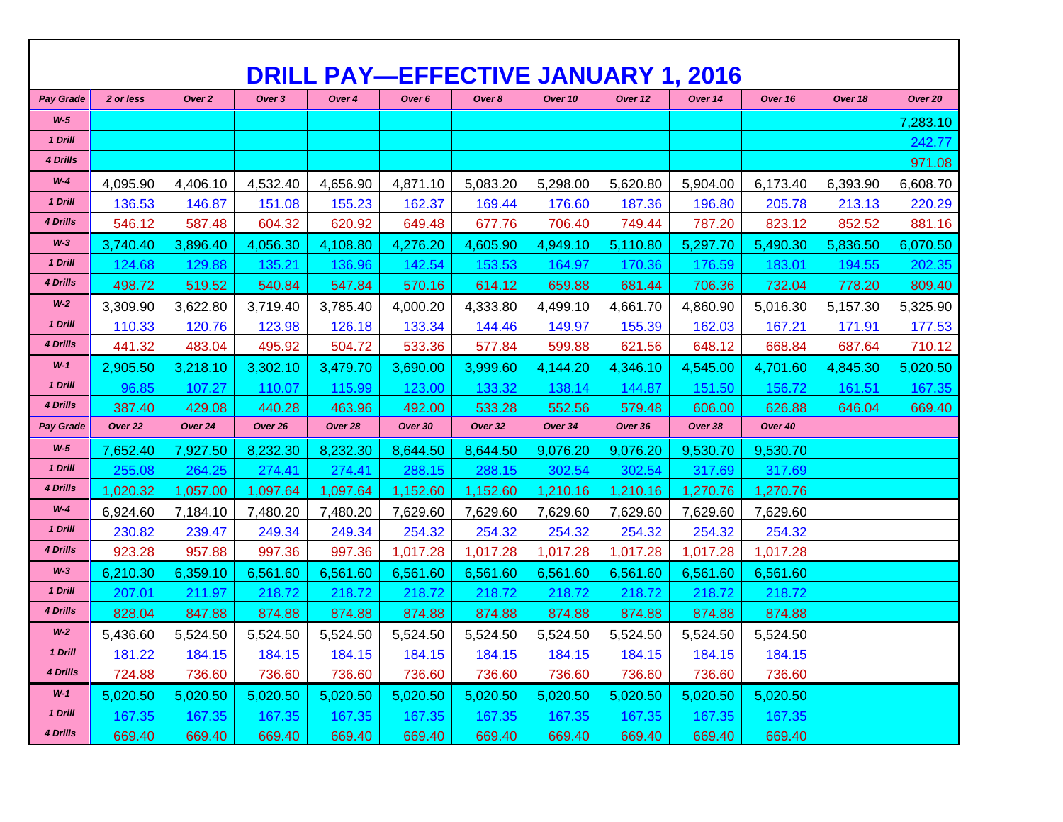# DRILL PAY—EFFECTIVE JANUARY 1, 2016

| Pay Grade | 2 or less | Over 2 | Over 3 | Over 4 | Over 6 | Over 8 | Over 10 | Over 12 | Over 14 | Over 16 | Over 18 | Over 20 |
|---|---|---|---|---|---|---|---|---|---|---|---|---|
| W-5 | | | | | | | | | | | | 7,283.10 |
| 1 Drill | | | | | | | | | | | | 242.77 |
| 4 Drills | | | | | | | | | | | | 971.08 |
| W-4 | 4,095.90 | 4,406.10 | 4,532.40 | 4,656.90 | 4,871.10 | 5,083.20 | 5,298.00 | 5,620.80 | 5,904.00 | 6,173.40 | 6,393.90 | 6,608.70 |
| 1 Drill | 136.53 | 146.87 | 151.08 | 155.23 | 162.37 | 169.44 | 176.60 | 187.36 | 196.80 | 205.78 | 213.13 | 220.29 |
| 4 Drills | 546.12 | 587.48 | 604.32 | 620.92 | 649.48 | 677.76 | 706.40 | 749.44 | 787.20 | 823.12 | 852.52 | 881.16 |
| W-3 | 3,740.40 | 3,896.40 | 4,056.30 | 4,108.80 | 4,276.20 | 4,605.90 | 4,949.10 | 5,110.80 | 5,297.70 | 5,490.30 | 5,836.50 | 6,070.50 |
| 1 Drill | 124.68 | 129.88 | 135.21 | 136.96 | 142.54 | 153.53 | 164.97 | 170.36 | 176.59 | 183.01 | 194.55 | 202.35 |
| 4 Drills | 498.72 | 519.52 | 540.84 | 547.84 | 570.16 | 614.12 | 659.88 | 681.44 | 706.36 | 732.04 | 778.20 | 809.40 |
| W-2 | 3,309.90 | 3,622.80 | 3,719.40 | 3,785.40 | 4,000.20 | 4,333.80 | 4,499.10 | 4,661.70 | 4,860.90 | 5,016.30 | 5,157.30 | 5,325.90 |
| 1 Drill | 110.33 | 120.76 | 123.98 | 126.18 | 133.34 | 144.46 | 149.97 | 155.39 | 162.03 | 167.21 | 171.91 | 177.53 |
| 4 Drills | 441.32 | 483.04 | 495.92 | 504.72 | 533.36 | 577.84 | 599.88 | 621.56 | 648.12 | 668.84 | 687.64 | 710.12 |
| W-1 | 2,905.50 | 3,218.10 | 3,302.10 | 3,479.70 | 3,690.00 | 3,999.60 | 4,144.20 | 4,346.10 | 4,545.00 | 4,701.60 | 4,845.30 | 5,020.50 |
| 1 Drill | 96.85 | 107.27 | 110.07 | 115.99 | 123.00 | 133.32 | 138.14 | 144.87 | 151.50 | 156.72 | 161.51 | 167.35 |
| 4 Drills | 387.40 | 429.08 | 440.28 | 463.96 | 492.00 | 533.28 | 552.56 | 579.48 | 606.00 | 626.88 | 646.04 | 669.40 |
| Pay Grade | Over 22 | Over 24 | Over 26 | Over 28 | Over 30 | Over 32 | Over 34 | Over 36 | Over 38 | Over 40 | | |
| W-5 | 7,652.40 | 7,927.50 | 8,232.30 | 8,232.30 | 8,644.50 | 8,644.50 | 9,076.20 | 9,076.20 | 9,530.70 | 9,530.70 | | |
| 1 Drill | 255.08 | 264.25 | 274.41 | 274.41 | 288.15 | 288.15 | 302.54 | 302.54 | 317.69 | 317.69 | | |
| 4 Drills | 1,020.32 | 1,057.00 | 1,097.64 | 1,097.64 | 1,152.60 | 1,152.60 | 1,210.16 | 1,210.16 | 1,270.76 | 1,270.76 | | |
| W-4 | 6,924.60 | 7,184.10 | 7,480.20 | 7,480.20 | 7,629.60 | 7,629.60 | 7,629.60 | 7,629.60 | 7,629.60 | 7,629.60 | | |
| 1 Drill | 230.82 | 239.47 | 249.34 | 249.34 | 254.32 | 254.32 | 254.32 | 254.32 | 254.32 | 254.32 | | |
| 4 Drills | 923.28 | 957.88 | 997.36 | 997.36 | 1,017.28 | 1,017.28 | 1,017.28 | 1,017.28 | 1,017.28 | 1,017.28 | | |
| W-3 | 6,210.30 | 6,359.10 | 6,561.60 | 6,561.60 | 6,561.60 | 6,561.60 | 6,561.60 | 6,561.60 | 6,561.60 | 6,561.60 | | |
| 1 Drill | 207.01 | 211.97 | 218.72 | 218.72 | 218.72 | 218.72 | 218.72 | 218.72 | 218.72 | 218.72 | | |
| 4 Drills | 828.04 | 847.88 | 874.88 | 874.88 | 874.88 | 874.88 | 874.88 | 874.88 | 874.88 | 874.88 | | |
| W-2 | 5,436.60 | 5,524.50 | 5,524.50 | 5,524.50 | 5,524.50 | 5,524.50 | 5,524.50 | 5,524.50 | 5,524.50 | 5,524.50 | | |
| 1 Drill | 181.22 | 184.15 | 184.15 | 184.15 | 184.15 | 184.15 | 184.15 | 184.15 | 184.15 | 184.15 | | |
| 4 Drills | 724.88 | 736.60 | 736.60 | 736.60 | 736.60 | 736.60 | 736.60 | 736.60 | 736.60 | 736.60 | | |
| W-1 | 5,020.50 | 5,020.50 | 5,020.50 | 5,020.50 | 5,020.50 | 5,020.50 | 5,020.50 | 5,020.50 | 5,020.50 | 5,020.50 | | |
| 1 Drill | 167.35 | 167.35 | 167.35 | 167.35 | 167.35 | 167.35 | 167.35 | 167.35 | 167.35 | 167.35 | | |
| 4 Drills | 669.40 | 669.40 | 669.40 | 669.40 | 669.40 | 669.40 | 669.40 | 669.40 | 669.40 | 669.40 | | |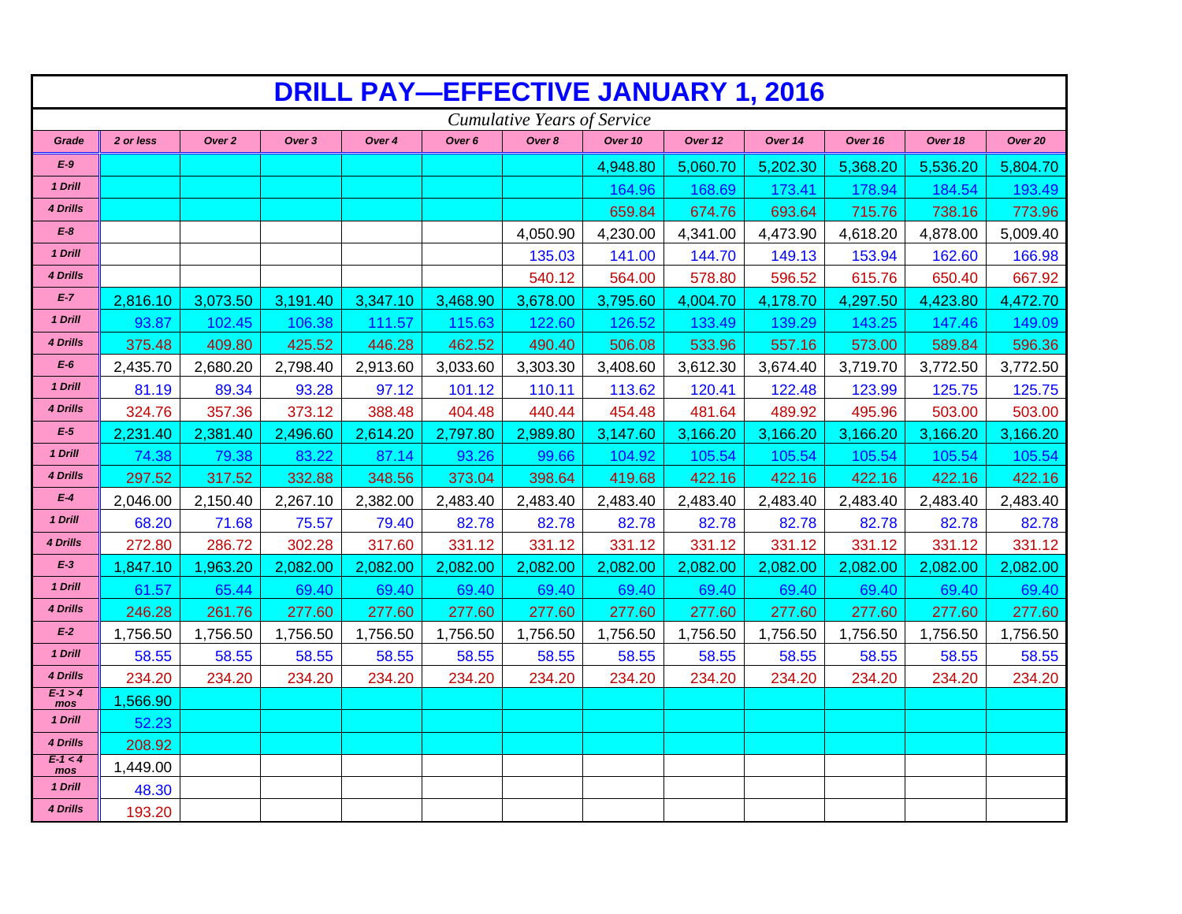# DRILL PAY—EFFECTIVE JANUARY 1, 2016

*Cumulative Years of Service*

| Grade | 2 or less | Over 2 | Over 3 | Over 4 | Over 6 | Over 8 | Over 10 | Over 12 | Over 14 | Over 16 | Over 18 | Over 20 |
|---|---|---|---|---|---|---|---|---|---|---|---|---|
| E-9 | | | | | | | 4,948.80 | 5,060.70 | 5,202.30 | 5,368.20 | 5,536.20 | 5,804.70 |
| 1 Drill | | | | | | | 164.96 | 168.69 | 173.41 | 178.94 | 184.54 | 193.49 |
| 4 Drills | | | | | | | 659.84 | 674.76 | 693.64 | 715.76 | 738.16 | 773.96 |
| E-8 | | | | | | 4,050.90 | 4,230.00 | 4,341.00 | 4,473.90 | 4,618.20 | 4,878.00 | 5,009.40 |
| 1 Drill | | | | | | 135.03 | 141.00 | 144.70 | 149.13 | 153.94 | 162.60 | 166.98 |
| 4 Drills | | | | | | 540.12 | 564.00 | 578.80 | 596.52 | 615.76 | 650.40 | 667.92 |
| E-7 | 2,816.10 | 3,073.50 | 3,191.40 | 3,347.10 | 3,468.90 | 3,678.00 | 3,795.60 | 4,004.70 | 4,178.70 | 4,297.50 | 4,423.80 | 4,472.70 |
| 1 Drill | 93.87 | 102.45 | 106.38 | 111.57 | 115.63 | 122.60 | 126.52 | 133.49 | 139.29 | 143.25 | 147.46 | 149.09 |
| 4 Drills | 375.48 | 409.80 | 425.52 | 446.28 | 462.52 | 490.40 | 506.08 | 533.96 | 557.16 | 573.00 | 589.84 | 596.36 |
| E-6 | 2,435.70 | 2,680.20 | 2,798.40 | 2,913.60 | 3,033.60 | 3,303.30 | 3,408.60 | 3,612.30 | 3,674.40 | 3,719.70 | 3,772.50 | 3,772.50 |
| 1 Drill | 81.19 | 89.34 | 93.28 | 97.12 | 101.12 | 110.11 | 113.62 | 120.41 | 122.48 | 123.99 | 125.75 | 125.75 |
| 4 Drills | 324.76 | 357.36 | 373.12 | 388.48 | 404.48 | 440.44 | 454.48 | 481.64 | 489.92 | 495.96 | 503.00 | 503.00 |
| E-5 | 2,231.40 | 2,381.40 | 2,496.60 | 2,614.20 | 2,797.80 | 2,989.80 | 3,147.60 | 3,166.20 | 3,166.20 | 3,166.20 | 3,166.20 | 3,166.20 |
| 1 Drill | 74.38 | 79.38 | 83.22 | 87.14 | 93.26 | 99.66 | 104.92 | 105.54 | 105.54 | 105.54 | 105.54 | 105.54 |
| 4 Drills | 297.52 | 317.52 | 332.88 | 348.56 | 373.04 | 398.64 | 419.68 | 422.16 | 422.16 | 422.16 | 422.16 | 422.16 |
| E-4 | 2,046.00 | 2,150.40 | 2,267.10 | 2,382.00 | 2,483.40 | 2,483.40 | 2,483.40 | 2,483.40 | 2,483.40 | 2,483.40 | 2,483.40 | 2,483.40 |
| 1 Drill | 68.20 | 71.68 | 75.57 | 79.40 | 82.78 | 82.78 | 82.78 | 82.78 | 82.78 | 82.78 | 82.78 | 82.78 |
| 4 Drills | 272.80 | 286.72 | 302.28 | 317.60 | 331.12 | 331.12 | 331.12 | 331.12 | 331.12 | 331.12 | 331.12 | 331.12 |
| E-3 | 1,847.10 | 1,963.20 | 2,082.00 | 2,082.00 | 2,082.00 | 2,082.00 | 2,082.00 | 2,082.00 | 2,082.00 | 2,082.00 | 2,082.00 | 2,082.00 |
| 1 Drill | 61.57 | 65.44 | 69.40 | 69.40 | 69.40 | 69.40 | 69.40 | 69.40 | 69.40 | 69.40 | 69.40 | 69.40 |
| 4 Drills | 246.28 | 261.76 | 277.60 | 277.60 | 277.60 | 277.60 | 277.60 | 277.60 | 277.60 | 277.60 | 277.60 | 277.60 |
| E-2 | 1,756.50 | 1,756.50 | 1,756.50 | 1,756.50 | 1,756.50 | 1,756.50 | 1,756.50 | 1,756.50 | 1,756.50 | 1,756.50 | 1,756.50 | 1,756.50 |
| 1 Drill | 58.55 | 58.55 | 58.55 | 58.55 | 58.55 | 58.55 | 58.55 | 58.55 | 58.55 | 58.55 | 58.55 | 58.55 |
| 4 Drills | 234.20 | 234.20 | 234.20 | 234.20 | 234.20 | 234.20 | 234.20 | 234.20 | 234.20 | 234.20 | 234.20 | 234.20 |
| E-1 > 4 mos | 1,566.90 | | | | | | | | | | | |
| 1 Drill | 52.23 | | | | | | | | | | | |
| 4 Drills | 208.92 | | | | | | | | | | | |
| E-1 < 4 mos | 1,449.00 | | | | | | | | | | | |
| 1 Drill | 48.30 | | | | | | | | | | | |
| 4 Drills | 193.20 | | | | | | | | | | | |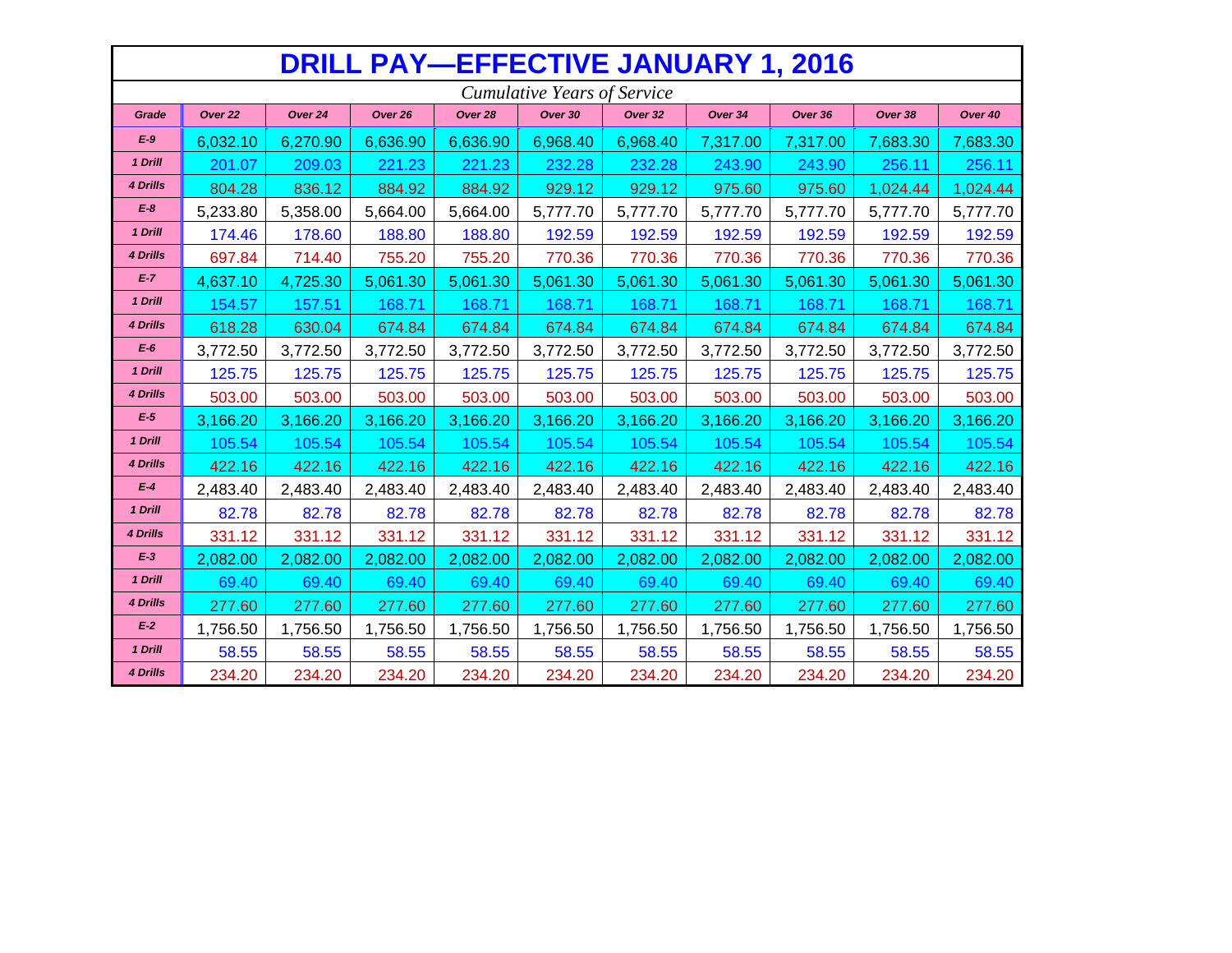# DRILL PAY—EFFECTIVE JANUARY 1, 2016

| | *Cumulative Years of Service* | | | | | | | | | |
|---|---|---|---|---|---|---|---|---|---|---|
| **Grade** | **Over 22** | **Over 24** | **Over 26** | **Over 28** | **Over 30** | **Over 32** | **Over 34** | **Over 36** | **Over 38** | **Over 40** |
| **E-9** | 6,032.10 | 6,270.90 | 6,636.90 | 6,636.90 | 6,968.40 | 6,968.40 | 7,317.00 | 7,317.00 | 7,683.30 | 7,683.30 |
| **1 Drill** | 201.07 | 209.03 | 221.23 | 221.23 | 232.28 | 232.28 | 243.90 | 243.90 | 256.11 | 256.11 |
| **4 Drills** | 804.28 | 836.12 | 884.92 | 884.92 | 929.12 | 929.12 | 975.60 | 975.60 | 1,024.44 | 1,024.44 |
| **E-8** | 5,233.80 | 5,358.00 | 5,664.00 | 5,664.00 | 5,777.70 | 5,777.70 | 5,777.70 | 5,777.70 | 5,777.70 | 5,777.70 |
| **1 Drill** | 174.46 | 178.60 | 188.80 | 188.80 | 192.59 | 192.59 | 192.59 | 192.59 | 192.59 | 192.59 |
| **4 Drills** | 697.84 | 714.40 | 755.20 | 755.20 | 770.36 | 770.36 | 770.36 | 770.36 | 770.36 | 770.36 |
| **E-7** | 4,637.10 | 4,725.30 | 5,061.30 | 5,061.30 | 5,061.30 | 5,061.30 | 5,061.30 | 5,061.30 | 5,061.30 | 5,061.30 |
| **1 Drill** | 154.57 | 157.51 | 168.71 | 168.71 | 168.71 | 168.71 | 168.71 | 168.71 | 168.71 | 168.71 |
| **4 Drills** | 618.28 | 630.04 | 674.84 | 674.84 | 674.84 | 674.84 | 674.84 | 674.84 | 674.84 | 674.84 |
| **E-6** | 3,772.50 | 3,772.50 | 3,772.50 | 3,772.50 | 3,772.50 | 3,772.50 | 3,772.50 | 3,772.50 | 3,772.50 | 3,772.50 |
| **1 Drill** | 125.75 | 125.75 | 125.75 | 125.75 | 125.75 | 125.75 | 125.75 | 125.75 | 125.75 | 125.75 |
| **4 Drills** | 503.00 | 503.00 | 503.00 | 503.00 | 503.00 | 503.00 | 503.00 | 503.00 | 503.00 | 503.00 |
| **E-5** | 3,166.20 | 3,166.20 | 3,166.20 | 3,166.20 | 3,166.20 | 3,166.20 | 3,166.20 | 3,166.20 | 3,166.20 | 3,166.20 |
| **1 Drill** | 105.54 | 105.54 | 105.54 | 105.54 | 105.54 | 105.54 | 105.54 | 105.54 | 105.54 | 105.54 |
| **4 Drills** | 422.16 | 422.16 | 422.16 | 422.16 | 422.16 | 422.16 | 422.16 | 422.16 | 422.16 | 422.16 |
| **E-4** | 2,483.40 | 2,483.40 | 2,483.40 | 2,483.40 | 2,483.40 | 2,483.40 | 2,483.40 | 2,483.40 | 2,483.40 | 2,483.40 |
| **1 Drill** | 82.78 | 82.78 | 82.78 | 82.78 | 82.78 | 82.78 | 82.78 | 82.78 | 82.78 | 82.78 |
| **4 Drills** | 331.12 | 331.12 | 331.12 | 331.12 | 331.12 | 331.12 | 331.12 | 331.12 | 331.12 | 331.12 |
| **E-3** | 2,082.00 | 2,082.00 | 2,082.00 | 2,082.00 | 2,082.00 | 2,082.00 | 2,082.00 | 2,082.00 | 2,082.00 | 2,082.00 |
| **1 Drill** | 69.40 | 69.40 | 69.40 | 69.40 | 69.40 | 69.40 | 69.40 | 69.40 | 69.40 | 69.40 |
| **4 Drills** | 277.60 | 277.60 | 277.60 | 277.60 | 277.60 | 277.60 | 277.60 | 277.60 | 277.60 | 277.60 |
| **E-2** | 1,756.50 | 1,756.50 | 1,756.50 | 1,756.50 | 1,756.50 | 1,756.50 | 1,756.50 | 1,756.50 | 1,756.50 | 1,756.50 |
| **1 Drill** | 58.55 | 58.55 | 58.55 | 58.55 | 58.55 | 58.55 | 58.55 | 58.55 | 58.55 | 58.55 |
| **4 Drills** | 234.20 | 234.20 | 234.20 | 234.20 | 234.20 | 234.20 | 234.20 | 234.20 | 234.20 | 234.20 |